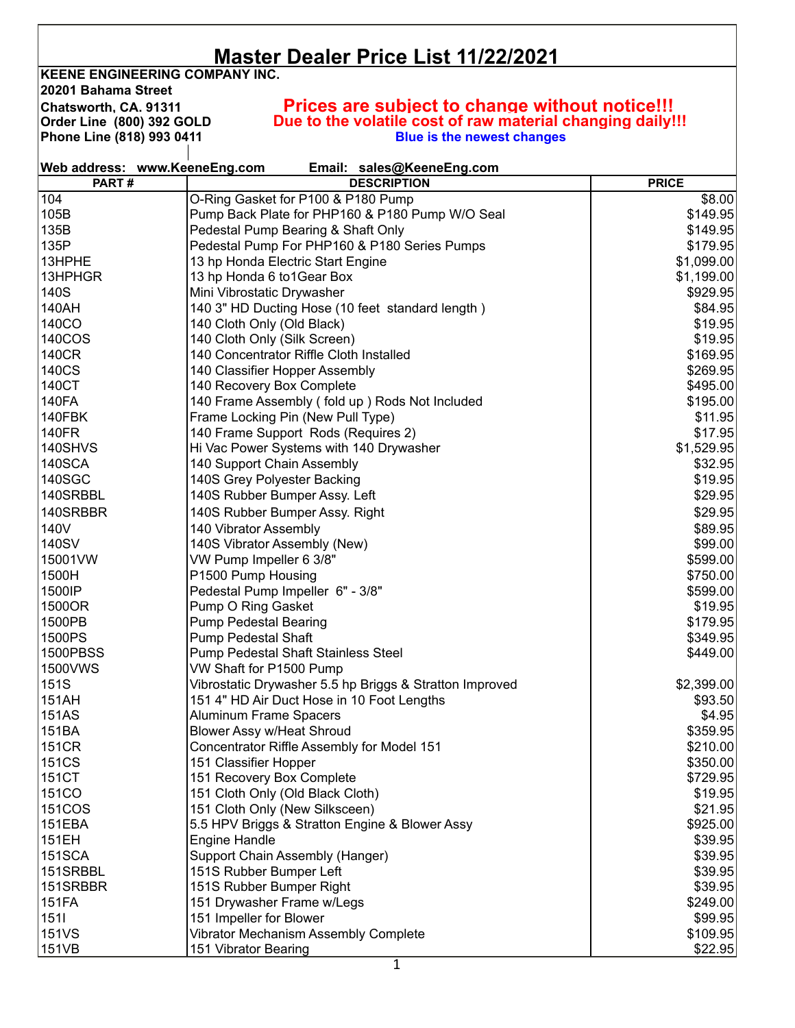# Master Dealer Price List 11/22/2021

**KEENE ENGINEERING COMPANY INC.**
**20201 Bahama Street**
**Chatsworth, CA. 91311**
**Order Line (800) 392 GOLD**
**Phone Line (818) 993 0411**

**Prices are subject to change without notice!!!**
**Due to the volatile cost of raw material changing daily!!!**
**Blue is the newest changes**

**Web address: www.KeeneEng.com** **Email: sales@KeeneEng.com**

| PART # | DESCRIPTION | PRICE |
|---|---|---|
| 104 | O-Ring Gasket for P100 & P180 Pump | $8.00 |
| 105B | Pump Back Plate for PHP160 & P180 Pump W/O Seal | $149.95 |
| 135B | Pedestal Pump Bearing & Shaft Only | $149.95 |
| 135P | Pedestal Pump For PHP160 & P180 Series Pumps | $179.95 |
| 13HPHE | 13 hp Honda Electric Start Engine | $1,099.00 |
| 13HPHGR | 13 hp Honda 6 to1Gear Box | $1,199.00 |
| 140S | Mini Vibrostatic Drywasher | $929.95 |
| 140AH | 140 3" HD Ducting Hose (10 feet standard length ) | $84.95 |
| 140CO | 140 Cloth Only (Old Black) | $19.95 |
| 140COS | 140 Cloth Only (Silk Screen) | $19.95 |
| 140CR | 140 Concentrator Riffle Cloth Installed | $169.95 |
| 140CS | 140 Classifier Hopper Assembly | $269.95 |
| 140CT | 140 Recovery Box Complete | $495.00 |
| 140FA | 140 Frame Assembly ( fold up ) Rods Not Included | $195.00 |
| 140FBK | Frame Locking Pin (New Pull Type) | $11.95 |
| 140FR | 140 Frame Support Rods (Requires 2) | $17.95 |
| 140SHVS | Hi Vac Power Systems with 140 Drywasher | $1,529.95 |
| 140SCA | 140 Support Chain Assembly | $32.95 |
| 140SGC | 140S Grey Polyester Backing | $19.95 |
| 140SRBBL | 140S Rubber Bumper Assy. Left | $29.95 |
| 140SRBBR | 140S Rubber Bumper Assy. Right | $29.95 |
| 140V | 140 Vibrator Assembly | $89.95 |
| 140SV | 140S Vibrator Assembly (New) | $99.00 |
| 15001VW | VW Pump Impeller 6 3/8" | $599.00 |
| 1500H | P1500 Pump Housing | $750.00 |
| 1500IP | Pedestal Pump Impeller 6" - 3/8" | $599.00 |
| 1500OR | Pump O Ring Gasket | $19.95 |
| 1500PB | Pump Pedestal Bearing | $179.95 |
| 1500PS | Pump Pedestal Shaft | $349.95 |
| 1500PBSS | Pump Pedestal Shaft Stainless Steel | $449.00 |
| 1500VWS | VW Shaft for P1500 Pump | |
| 151S | Vibrostatic Drywasher 5.5 hp Briggs & Stratton Improved | $2,399.00 |
| 151AH | 151 4" HD Air Duct Hose in 10 Foot Lengths | $93.50 |
| 151AS | Aluminum Frame Spacers | $4.95 |
| 151BA | Blower Assy w/Heat Shroud | $359.95 |
| 151CR | Concentrator Riffle Assembly for Model 151 | $210.00 |
| 151CS | 151 Classifier Hopper | $350.00 |
| 151CT | 151 Recovery Box Complete | $729.95 |
| 151CO | 151 Cloth Only (Old Black Cloth) | $19.95 |
| 151COS | 151 Cloth Only (New Silksceen) | $21.95 |
| 151EBA | 5.5 HPV Briggs & Stratton Engine & Blower Assy | $925.00 |
| 151EH | Engine Handle | $39.95 |
| 151SCA | Support Chain Assembly (Hanger) | $39.95 |
| 151SRBBL | 151S Rubber Bumper Left | $39.95 |
| 151SRBBR | 151S Rubber Bumper Right | $39.95 |
| 151FA | 151 Drywasher Frame w/Legs | $249.00 |
| 151I | 151 Impeller for Blower | $99.95 |
| 151VS | Vibrator Mechanism Assembly Complete | $109.95 |
| 151VB | 151 Vibrator Bearing | $22.95 |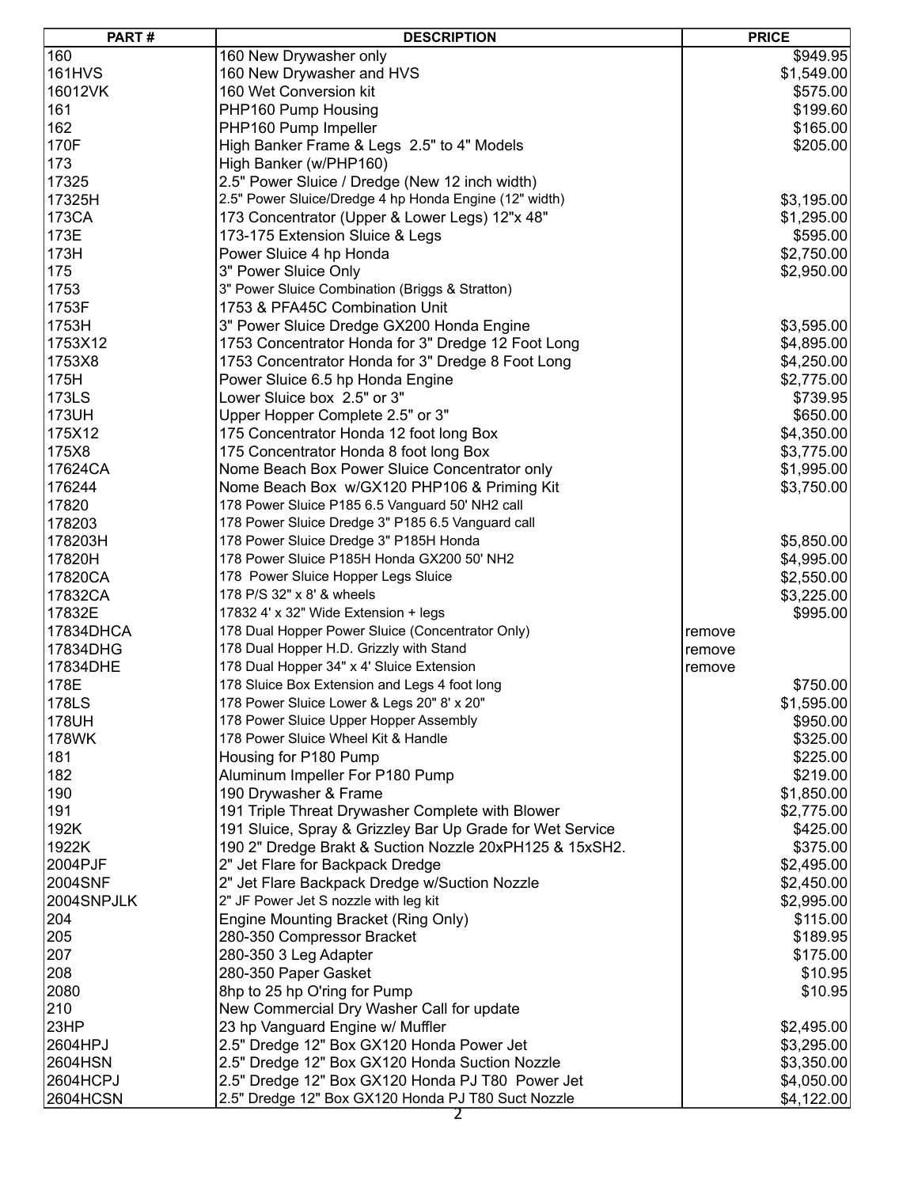| PART # | DESCRIPTION | PRICE |
|---|---|---|
| 160 | 160 New Drywasher only | $949.95 |
| 161HVS | 160 New Drywasher and HVS | $1,549.00 |
| 16012VK | 160 Wet Conversion kit | $575.00 |
| 161 | PHP160 Pump Housing | $199.60 |
| 162 | PHP160 Pump Impeller | $165.00 |
| 170F | High Banker Frame & Legs 2.5" to 4" Models | $205.00 |
| 173 | High Banker (w/PHP160) | |
| 17325 | 2.5" Power Sluice / Dredge (New 12 inch width) | |
| 17325H | 2.5" Power Sluice/Dredge 4 hp Honda Engine (12" width) | $3,195.00 |
| 173CA | 173 Concentrator (Upper & Lower Legs) 12"x 48" | $1,295.00 |
| 173E | 173-175 Extension Sluice & Legs | $595.00 |
| 173H | Power Sluice 4 hp Honda | $2,750.00 |
| 175 | 3" Power Sluice Only | $2,950.00 |
| 1753 | 3" Power Sluice Combination (Briggs & Stratton) | |
| 1753F | 1753 & PFA45C Combination Unit | |
| 1753H | 3" Power Sluice Dredge GX200 Honda Engine | $3,595.00 |
| 1753X12 | 1753 Concentrator Honda for 3" Dredge 12 Foot Long | $4,895.00 |
| 1753X8 | 1753 Concentrator Honda for 3" Dredge 8 Foot Long | $4,250.00 |
| 175H | Power Sluice 6.5 hp Honda Engine | $2,775.00 |
| 173LS | Lower Sluice box 2.5" or 3" | $739.95 |
| 173UH | Upper Hopper Complete 2.5" or 3" | $650.00 |
| 175X12 | 175 Concentrator Honda 12 foot long Box | $4,350.00 |
| 175X8 | 175 Concentrator Honda 8 foot long Box | $3,775.00 |
| 17624CA | Nome Beach Box Power Sluice Concentrator only | $1,995.00 |
| 176244 | Nome Beach Box w/GX120 PHP106 & Priming Kit | $3,750.00 |
| 17820 | 178 Power Sluice P185 6.5 Vanguard 50' NH2 call | |
| 178203 | 178 Power Sluice Dredge 3" P185 6.5 Vanguard call | |
| 178203H | 178 Power Sluice Dredge 3" P185H Honda | $5,850.00 |
| 17820H | 178 Power Sluice P185H Honda GX200 50' NH2 | $4,995.00 |
| 17820CA | 178 Power Sluice Hopper Legs Sluice | $2,550.00 |
| 17832CA | 178 P/S 32" x 8' & wheels | $3,225.00 |
| 17832E | 17832 4' x 32" Wide Extension + legs | $995.00 |
| 17834DHCA | 178 Dual Hopper Power Sluice (Concentrator Only) | remove |
| 17834DHG | 178 Dual Hopper H.D. Grizzly with Stand | remove |
| 17834DHE | 178 Dual Hopper 34" x 4' Sluice Extension | remove |
| 178E | 178 Sluice Box Extension and Legs 4 foot long | $750.00 |
| 178LS | 178 Power Sluice Lower & Legs 20" 8' x 20" | $1,595.00 |
| 178UH | 178 Power Sluice Upper Hopper Assembly | $950.00 |
| 178WK | 178 Power Sluice Wheel Kit & Handle | $325.00 |
| 181 | Housing for P180 Pump | $225.00 |
| 182 | Aluminum Impeller For P180 Pump | $219.00 |
| 190 | 190 Drywasher & Frame | $1,850.00 |
| 191 | 191 Triple Threat Drywasher Complete with Blower | $2,775.00 |
| 192K | 191 Sluice, Spray & Grizzley Bar Up Grade for Wet Service | $425.00 |
| 1922K | 190 2" Dredge Brakt & Suction Nozzle 20xPH125 & 15xSH2. | $375.00 |
| 2004PJF | 2" Jet Flare for Backpack Dredge | $2,495.00 |
| 2004SNF | 2" Jet Flare Backpack Dredge w/Suction Nozzle | $2,450.00 |
| 2004SNPJLK | 2" JF Power Jet S nozzle with leg kit | $2,995.00 |
| 204 | Engine Mounting Bracket (Ring Only) | $115.00 |
| 205 | 280-350 Compressor Bracket | $189.95 |
| 207 | 280-350 3 Leg Adapter | $175.00 |
| 208 | 280-350 Paper Gasket | $10.95 |
| 2080 | 8hp to 25 hp O'ring for Pump | $10.95 |
| 210 | New Commercial Dry Washer Call for update | |
| 23HP | 23 hp Vanguard Engine w/ Muffler | $2,495.00 |
| 2604HPJ | 2.5" Dredge 12" Box GX120 Honda Power Jet | $3,295.00 |
| 2604HSN | 2.5" Dredge 12" Box GX120 Honda Suction Nozzle | $3,350.00 |
| 2604HCPJ | 2.5" Dredge 12" Box GX120 Honda PJ T80 Power Jet | $4,050.00 |
| 2604HCSN | 2.5" Dredge 12" Box GX120 Honda PJ T80 Suct Nozzle | $4,122.00 |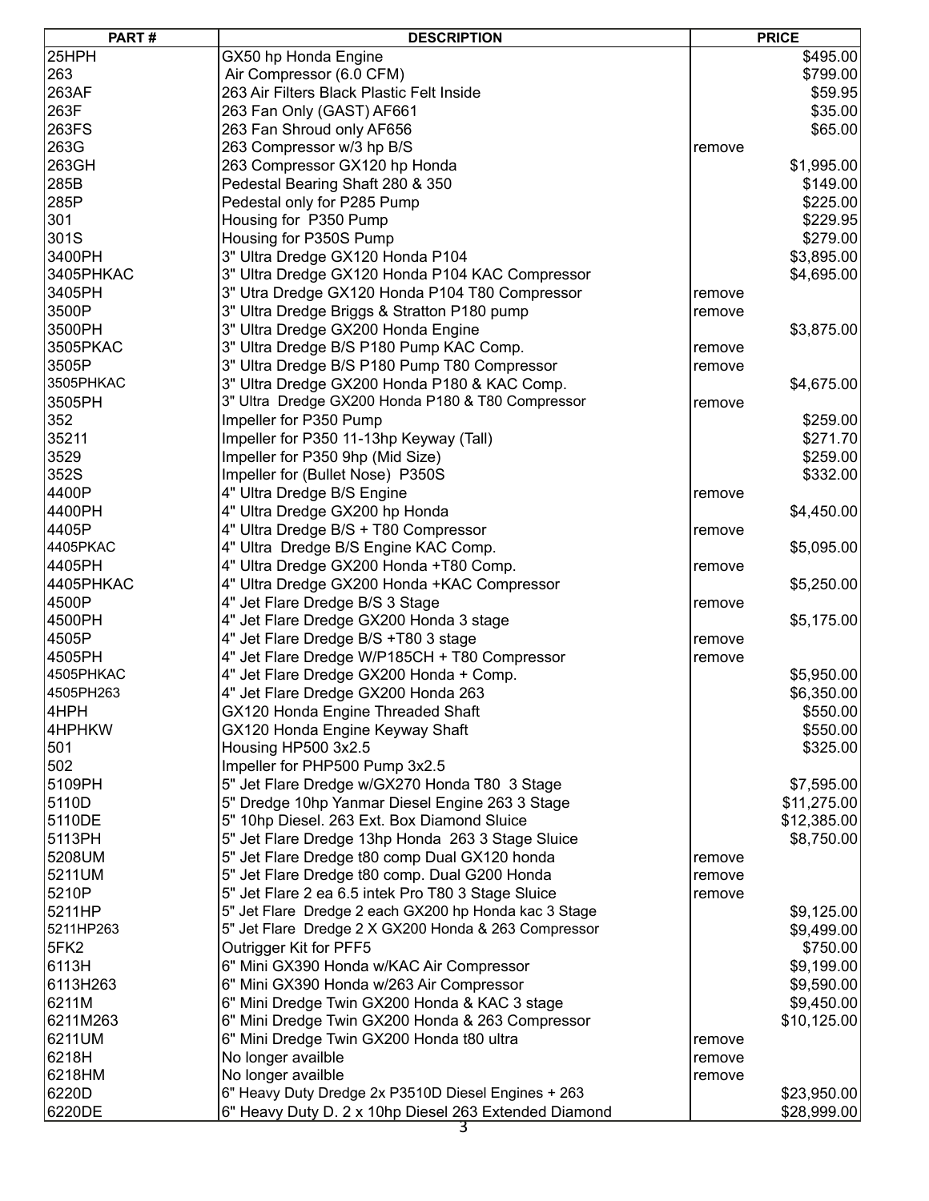| PART # | DESCRIPTION | PRICE | |
|---|---|---|---|
| 25HPH | GX50 hp Honda Engine | | $495.00 |
| 263 | Air Compressor (6.0 CFM) | | $799.00 |
| 263AF | 263 Air Filters Black Plastic Felt Inside | | $59.95 |
| 263F | 263 Fan Only (GAST) AF661 | | $35.00 |
| 263FS | 263 Fan Shroud only AF656 | | $65.00 |
| 263G | 263 Compressor w/3 hp B/S | remove | |
| 263GH | 263 Compressor GX120 hp Honda | | $1,995.00 |
| 285B | Pedestal Bearing Shaft 280 & 350 | | $149.00 |
| 285P | Pedestal only for P285 Pump | | $225.00 |
| 301 | Housing for P350 Pump | | $229.95 |
| 301S | Housing for P350S Pump | | $279.00 |
| 3400PH | 3" Ultra Dredge GX120 Honda P104 | | $3,895.00 |
| 3405PHKAC | 3" Ultra Dredge GX120 Honda P104 KAC Compressor | | $4,695.00 |
| 3405PH | 3" Utra Dredge GX120 Honda P104 T80 Compressor | remove | |
| 3500P | 3" Ultra Dredge Briggs & Stratton P180 pump | remove | |
| 3500PH | 3" Ultra Dredge GX200 Honda Engine | | $3,875.00 |
| 3505PKAC | 3" Ultra Dredge B/S P180 Pump KAC Comp. | remove | |
| 3505P | 3" Ultra Dredge B/S P180 Pump T80 Compressor | remove | |
| 3505PHKAC | 3" Ultra Dredge GX200 Honda P180 & KAC Comp. | | $4,675.00 |
| 3505PH | 3" Ultra Dredge GX200 Honda P180 & T80 Compressor | remove | |
| 352 | Impeller for P350 Pump | | $259.00 |
| 35211 | Impeller for P350 11-13hp Keyway (Tall) | | $271.70 |
| 3529 | Impeller for P350 9hp (Mid Size) | | $259.00 |
| 352S | Impeller for (Bullet Nose) P350S | | $332.00 |
| 4400P | 4" Ultra Dredge B/S Engine | remove | |
| 4400PH | 4" Ultra Dredge GX200 hp Honda | | $4,450.00 |
| 4405P | 4" Ultra Dredge B/S + T80 Compressor | remove | |
| 4405PKAC | 4" Ultra Dredge B/S Engine KAC Comp. | | $5,095.00 |
| 4405PH | 4" Ultra Dredge GX200 Honda +T80 Comp. | remove | |
| 4405PHKAC | 4" Ultra Dredge GX200 Honda +KAC Compressor | | $5,250.00 |
| 4500P | 4" Jet Flare Dredge B/S 3 Stage | remove | |
| 4500PH | 4" Jet Flare Dredge GX200 Honda 3 stage | | $5,175.00 |
| 4505P | 4" Jet Flare Dredge B/S +T80 3 stage | remove | |
| 4505PH | 4" Jet Flare Dredge W/P185CH + T80 Compressor | remove | |
| 4505PHKAC | 4" Jet Flare Dredge GX200 Honda + Comp. | | $5,950.00 |
| 4505PH263 | 4" Jet Flare Dredge GX200 Honda 263 | | $6,350.00 |
| 4HPH | GX120 Honda Engine Threaded Shaft | | $550.00 |
| 4HPHKW | GX120 Honda Engine Keyway Shaft | | $550.00 |
| 501 | Housing HP500 3x2.5 | | $325.00 |
| 502 | Impeller for PHP500 Pump 3x2.5 | | |
| 5109PH | 5" Jet Flare Dredge w/GX270 Honda T80 3 Stage | | $7,595.00 |
| 5110D | 5" Dredge 10hp Yanmar Diesel Engine 263 3 Stage | | $11,275.00 |
| 5110DE | 5" 10hp Diesel. 263 Ext. Box Diamond Sluice | | $12,385.00 |
| 5113PH | 5" Jet Flare Dredge 13hp Honda 263 3 Stage Sluice | | $8,750.00 |
| 5208UM | 5" Jet Flare Dredge t80 comp Dual GX120 honda | remove | |
| 5211UM | 5" Jet Flare Dredge t80 comp. Dual G200 Honda | remove | |
| 5210P | 5" Jet Flare 2 ea 6.5 intek Pro T80 3 Stage Sluice | remove | |
| 5211HP | 5" Jet Flare Dredge 2 each GX200 hp Honda kac 3 Stage | | $9,125.00 |
| 5211HP263 | 5" Jet Flare Dredge 2 X GX200 Honda & 263 Compressor | | $9,499.00 |
| 5FK2 | Outrigger Kit for PFF5 | | $750.00 |
| 6113H | 6" Mini GX390 Honda w/KAC Air Compressor | | $9,199.00 |
| 6113H263 | 6" Mini GX390 Honda w/263 Air Compressor | | $9,590.00 |
| 6211M | 6" Mini Dredge Twin GX200 Honda & KAC 3 stage | | $9,450.00 |
| 6211M263 | 6" Mini Dredge Twin GX200 Honda & 263 Compressor | | $10,125.00 |
| 6211UM | 6" Mini Dredge Twin GX200 Honda t80 ultra | remove | |
| 6218H | No longer availble | remove | |
| 6218HM | No longer availble | remove | |
| 6220D | 6" Heavy Duty Dredge 2x P3510D Diesel Engines + 263 | | $23,950.00 |
| 6220DE | 6" Heavy Duty D. 2 x 10hp Diesel 263 Extended Diamond | | $28,999.00 |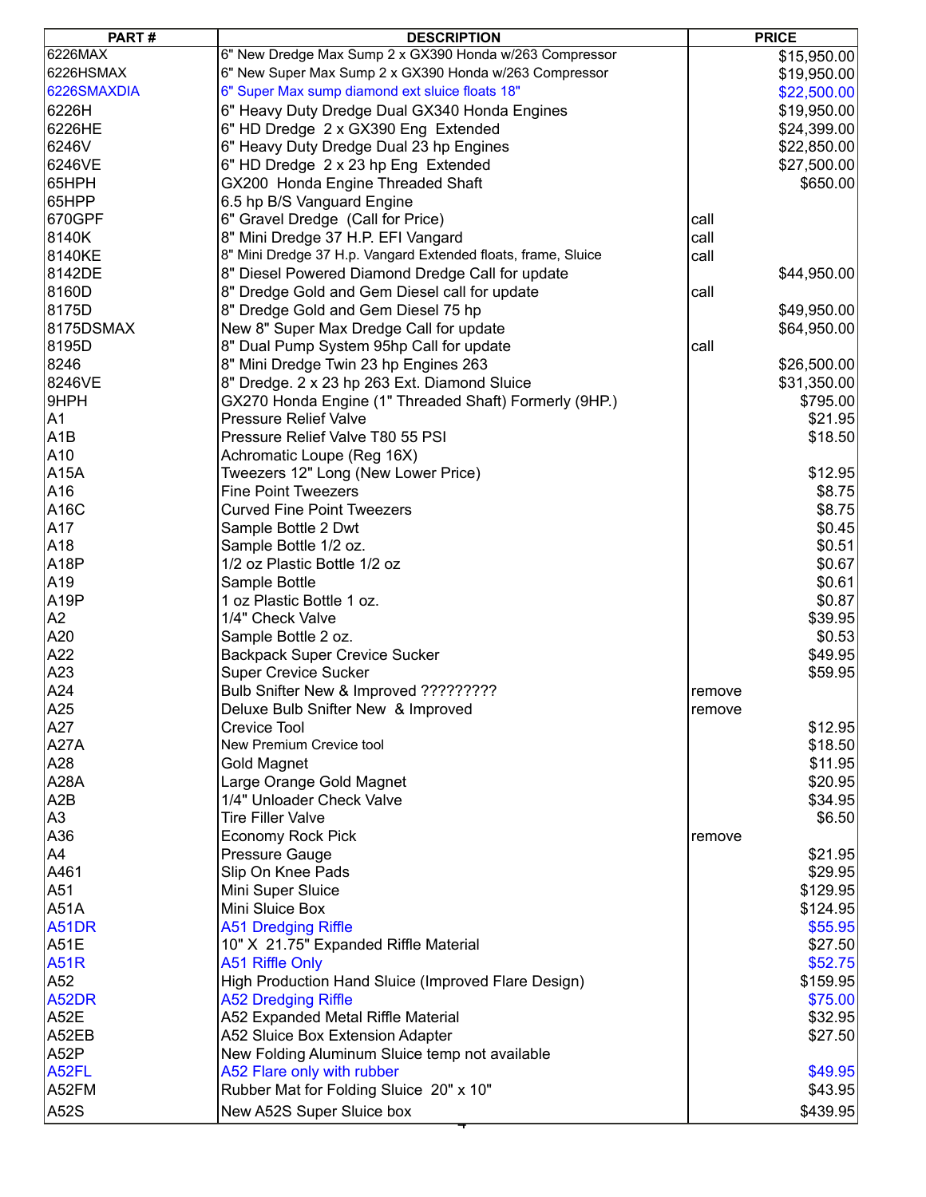| PART # | DESCRIPTION | PRICE |
|---|---|---|
| 6226MAX | 6" New Dredge Max Sump 2 x GX390 Honda w/263 Compressor | $15,950.00 |
| 6226HSMAX | 6" New Super Max Sump 2 x GX390 Honda w/263 Compressor | $19,950.00 |
| 6226SMAXDIA | 6" Super Max sump diamond ext sluice floats 18" | $22,500.00 |
| 6226H | 6" Heavy Duty Dredge Dual GX340 Honda Engines | $19,950.00 |
| 6226HE | 6" HD Dredge 2 x GX390 Eng Extended | $24,399.00 |
| 6246V | 6" Heavy Duty Dredge Dual 23 hp Engines | $22,850.00 |
| 6246VE | 6" HD Dredge 2 x 23 hp Eng Extended | $27,500.00 |
| 65HPH | GX200 Honda Engine Threaded Shaft | $650.00 |
| 65HPP | 6.5 hp B/S Vanguard Engine | |
| 670GPF | 6" Gravel Dredge (Call for Price) | call |
| 8140K | 8" Mini Dredge 37 H.P. EFI Vangard | call |
| 8140KE | 8" Mini Dredge 37 H.p. Vangard Extended floats, frame, Sluice | call |
| 8142DE | 8" Diesel Powered Diamond Dredge Call for update | $44,950.00 |
| 8160D | 8" Dredge Gold and Gem Diesel call for update | call |
| 8175D | 8" Dredge Gold and Gem Diesel 75 hp | $49,950.00 |
| 8175DSMAX | New 8" Super Max Dredge Call for update | $64,950.00 |
| 8195D | 8" Dual Pump System 95hp Call for update | call |
| 8246 | 8" Mini Dredge Twin 23 hp Engines 263 | $26,500.00 |
| 8246VE | 8" Dredge. 2 x 23 hp 263 Ext. Diamond Sluice | $31,350.00 |
| 9HPH | GX270 Honda Engine (1" Threaded Shaft) Formerly (9HP.) | $795.00 |
| A1 | Pressure Relief Valve | $21.95 |
| A1B | Pressure Relief Valve T80 55 PSI | $18.50 |
| A10 | Achromatic Loupe (Reg 16X) | |
| A15A | Tweezers 12" Long (New Lower Price) | $12.95 |
| A16 | Fine Point Tweezers | $8.75 |
| A16C | Curved Fine Point Tweezers | $8.75 |
| A17 | Sample Bottle 2 Dwt | $0.45 |
| A18 | Sample Bottle 1/2 oz. | $0.51 |
| A18P | 1/2 oz Plastic Bottle 1/2 oz | $0.67 |
| A19 | Sample Bottle | $0.61 |
| A19P | 1 oz Plastic Bottle 1 oz. | $0.87 |
| A2 | 1/4" Check Valve | $39.95 |
| A20 | Sample Bottle 2 oz. | $0.53 |
| A22 | Backpack Super Crevice Sucker | $49.95 |
| A23 | Super Crevice Sucker | $59.95 |
| A24 | Bulb Snifter New & Improved ????????? | remove |
| A25 | Deluxe Bulb Snifter New & Improved | remove |
| A27 | Crevice Tool | $12.95 |
| A27A | New Premium Crevice tool | $18.50 |
| A28 | Gold Magnet | $11.95 |
| A28A | Large Orange Gold Magnet | $20.95 |
| A2B | 1/4" Unloader Check Valve | $34.95 |
| A3 | Tire Filler Valve | $6.50 |
| A36 | Economy Rock Pick | remove |
| A4 | Pressure Gauge | $21.95 |
| A461 | Slip On Knee Pads | $29.95 |
| A51 | Mini Super Sluice | $129.95 |
| A51A | Mini Sluice Box | $124.95 |
| A51DR | A51 Dredging Riffle | $55.95 |
| A51E | 10" X 21.75" Expanded Riffle Material | $27.50 |
| A51R | A51 Riffle Only | $52.75 |
| A52 | High Production Hand Sluice (Improved Flare Design) | $159.95 |
| A52DR | A52 Dredging Riffle | $75.00 |
| A52E | A52 Expanded Metal Riffle Material | $32.95 |
| A52EB | A52 Sluice Box Extension Adapter | $27.50 |
| A52P | New Folding Aluminum Sluice temp not available | |
| A52FL | A52 Flare only with rubber | $49.95 |
| A52FM | Rubber Mat for Folding Sluice 20" x 10" | $43.95 |
| A52S | New A52S Super Sluice box | $439.95 |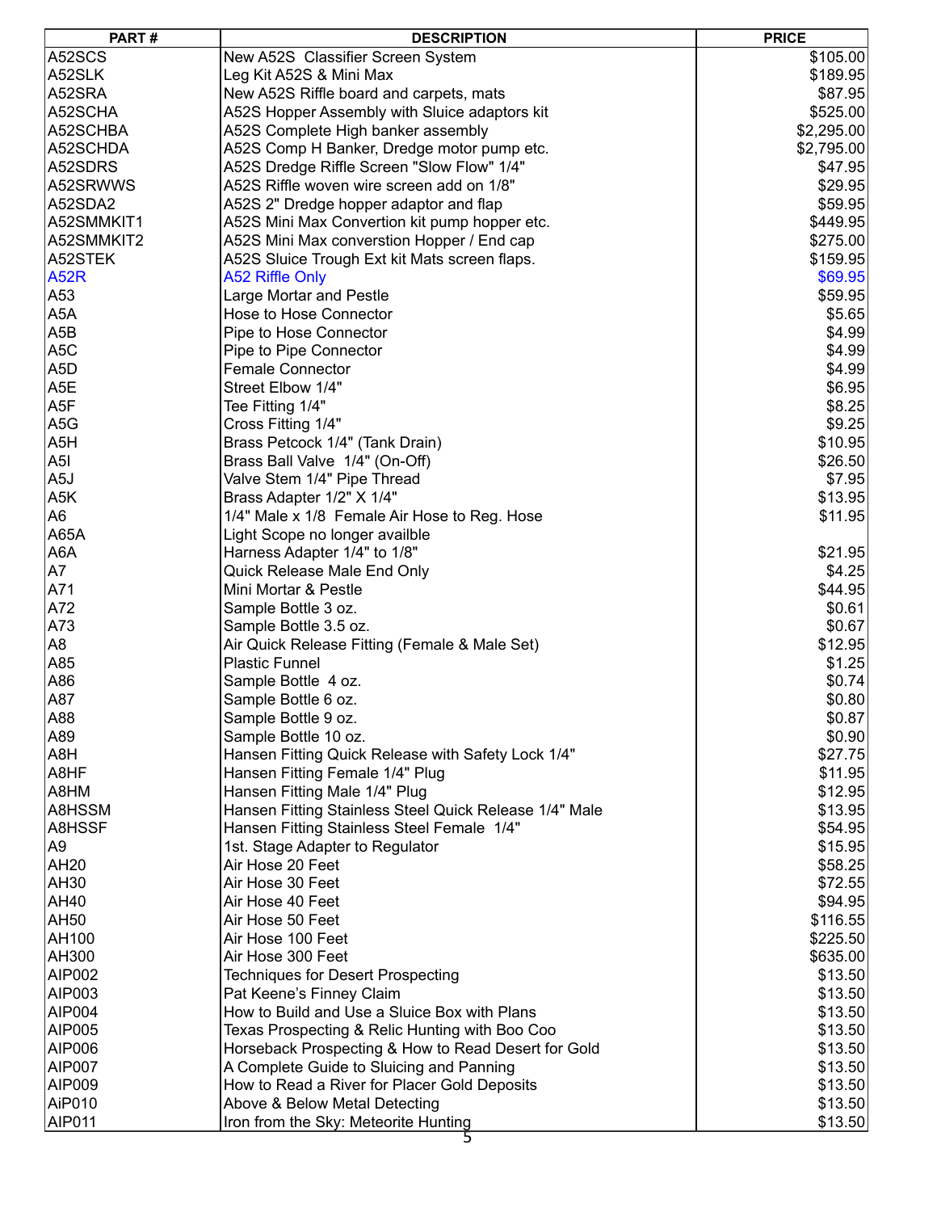| PART # | DESCRIPTION | PRICE |
|---|---|---|
| A52SCS | New A52S Classifier Screen System | $105.00 |
| A52SLK | Leg Kit A52S & Mini Max | $189.95 |
| A52SRA | New A52S Riffle board and carpets, mats | $87.95 |
| A52SCHA | A52S Hopper Assembly with Sluice adaptors kit | $525.00 |
| A52SCHBA | A52S Complete High banker assembly | $2,295.00 |
| A52SCHDA | A52S Comp H Banker, Dredge motor pump etc. | $2,795.00 |
| A52SDRS | A52S Dredge Riffle Screen "Slow Flow" 1/4" | $47.95 |
| A52SRWWS | A52S Riffle woven wire screen add on 1/8" | $29.95 |
| A52SDA2 | A52S 2" Dredge hopper adaptor and flap | $59.95 |
| A52SMMKIT1 | A52S Mini Max Convertion kit pump hopper etc. | $449.95 |
| A52SMMKIT2 | A52S Mini Max converstion Hopper / End cap | $275.00 |
| A52STEK | A52S Sluice Trough Ext kit Mats screen flaps. | $159.95 |
| A52R | A52 Riffle Only | $69.95 |
| A53 | Large Mortar and Pestle | $59.95 |
| A5A | Hose to Hose Connector | $5.65 |
| A5B | Pipe to Hose Connector | $4.99 |
| A5C | Pipe to Pipe Connector | $4.99 |
| A5D | Female Connector | $4.99 |
| A5E | Street Elbow 1/4" | $6.95 |
| A5F | Tee Fitting 1/4" | $8.25 |
| A5G | Cross Fitting 1/4" | $9.25 |
| A5H | Brass Petcock 1/4" (Tank Drain) | $10.95 |
| A5I | Brass Ball Valve 1/4" (On-Off) | $26.50 |
| A5J | Valve Stem 1/4" Pipe Thread | $7.95 |
| A5K | Brass Adapter 1/2" X 1/4" | $13.95 |
| A6 | 1/4" Male x 1/8 Female Air Hose to Reg. Hose | $11.95 |
| A65A | Light Scope no longer availble | |
| A6A | Harness Adapter 1/4" to 1/8" | $21.95 |
| A7 | Quick Release Male End Only | $4.25 |
| A71 | Mini Mortar & Pestle | $44.95 |
| A72 | Sample Bottle 3 oz. | $0.61 |
| A73 | Sample Bottle 3.5 oz. | $0.67 |
| A8 | Air Quick Release Fitting (Female & Male Set) | $12.95 |
| A85 | Plastic Funnel | $1.25 |
| A86 | Sample Bottle 4 oz. | $0.74 |
| A87 | Sample Bottle 6 oz. | $0.80 |
| A88 | Sample Bottle 9 oz. | $0.87 |
| A89 | Sample Bottle 10 oz. | $0.90 |
| A8H | Hansen Fitting Quick Release with Safety Lock 1/4" | $27.75 |
| A8HF | Hansen Fitting Female 1/4" Plug | $11.95 |
| A8HM | Hansen Fitting Male 1/4" Plug | $12.95 |
| A8HSSM | Hansen Fitting Stainless Steel Quick Release 1/4" Male | $13.95 |
| A8HSSF | Hansen Fitting Stainless Steel Female 1/4" | $54.95 |
| A9 | 1st. Stage Adapter to Regulator | $15.95 |
| AH20 | Air Hose 20 Feet | $58.25 |
| AH30 | Air Hose 30 Feet | $72.55 |
| AH40 | Air Hose 40 Feet | $94.95 |
| AH50 | Air Hose 50 Feet | $116.55 |
| AH100 | Air Hose 100 Feet | $225.50 |
| AH300 | Air Hose 300 Feet | $635.00 |
| AIP002 | Techniques for Desert Prospecting | $13.50 |
| AIP003 | Pat Keene's Finney Claim | $13.50 |
| AIP004 | How to Build and Use a Sluice Box with Plans | $13.50 |
| AIP005 | Texas Prospecting & Relic Hunting with Boo Coo | $13.50 |
| AIP006 | Horseback Prospecting & How to Read Desert for Gold | $13.50 |
| AIP007 | A Complete Guide to Sluicing and Panning | $13.50 |
| AIP009 | How to Read a River for Placer Gold Deposits | $13.50 |
| AiP010 | Above & Below Metal Detecting | $13.50 |
| AIP011 | Iron from the Sky: Meteorite Hunting | $13.50 |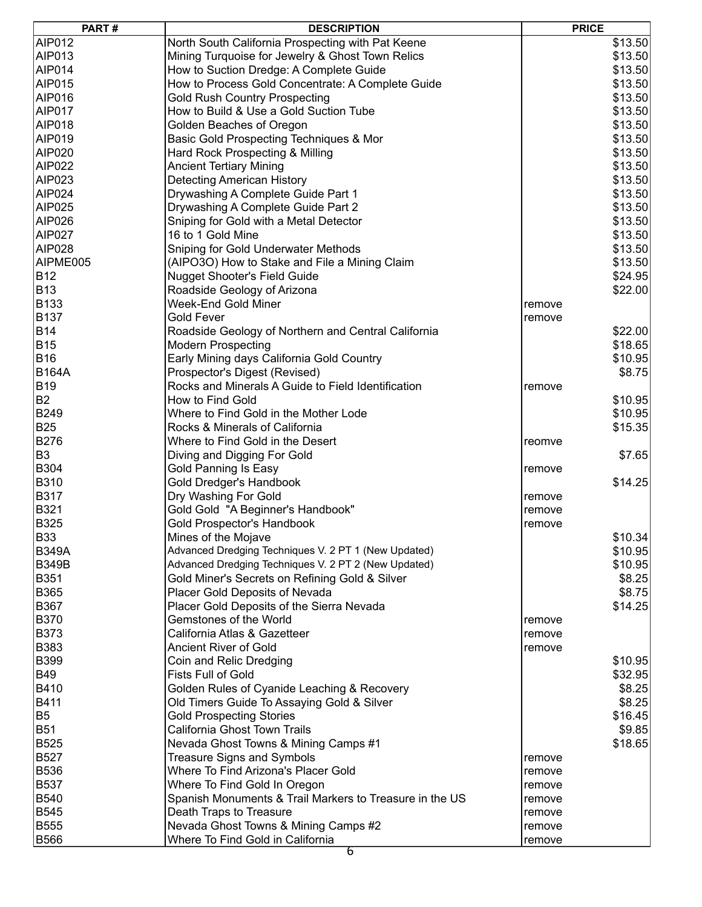| PART # | DESCRIPTION | PRICE | |
|---|---|---|---|
| AIP012 | North South California Prospecting with Pat Keene | | $13.50 |
| AIP013 | Mining Turquoise for Jewelry & Ghost Town Relics | | $13.50 |
| AIP014 | How to Suction Dredge: A Complete Guide | | $13.50 |
| AIP015 | How to Process Gold Concentrate: A Complete Guide | | $13.50 |
| AIP016 | Gold Rush Country Prospecting | | $13.50 |
| AIP017 | How to Build & Use a Gold Suction Tube | | $13.50 |
| AIP018 | Golden Beaches of Oregon | | $13.50 |
| AIP019 | Basic Gold Prospecting Techniques & Mor | | $13.50 |
| AIP020 | Hard Rock Prospecting & Milling | | $13.50 |
| AIP022 | Ancient Tertiary Mining | | $13.50 |
| AIP023 | Detecting American History | | $13.50 |
| AIP024 | Drywashing A Complete Guide Part 1 | | $13.50 |
| AIP025 | Drywashing A Complete Guide Part 2 | | $13.50 |
| AIP026 | Sniping for Gold with a Metal Detector | | $13.50 |
| AIP027 | 16 to 1 Gold Mine | | $13.50 |
| AIP028 | Sniping for Gold Underwater Methods | | $13.50 |
| AIPME005 | (AIPO3O) How to Stake and File a Mining Claim | | $13.50 |
| B12 | Nugget Shooter's Field Guide | | $24.95 |
| B13 | Roadside Geology of Arizona | | $22.00 |
| B133 | Week-End Gold Miner | remove | |
| B137 | Gold Fever | remove | |
| B14 | Roadside Geology of Northern and Central California | | $22.00 |
| B15 | Modern Prospecting | | $18.65 |
| B16 | Early Mining days California Gold Country | | $10.95 |
| B164A | Prospector's Digest (Revised) | | $8.75 |
| B19 | Rocks and Minerals A Guide to Field Identification | remove | |
| B2 | How to Find Gold | | $10.95 |
| B249 | Where to Find Gold in the Mother Lode | | $10.95 |
| B25 | Rocks & Minerals of California | | $15.35 |
| B276 | Where to Find Gold in the Desert | reomve | |
| B3 | Diving and Digging For Gold | | $7.65 |
| B304 | Gold Panning Is Easy | remove | |
| B310 | Gold Dredger's Handbook | | $14.25 |
| B317 | Dry Washing For Gold | remove | |
| B321 | Gold Gold "A Beginner's Handbook" | remove | |
| B325 | Gold Prospector's Handbook | remove | |
| B33 | Mines of the Mojave | | $10.34 |
| B349A | Advanced Dredging Techniques V. 2 PT 1 (New Updated) | | $10.95 |
| B349B | Advanced Dredging Techniques V. 2 PT 2 (New Updated) | | $10.95 |
| B351 | Gold Miner's Secrets on Refining Gold & Silver | | $8.25 |
| B365 | Placer Gold Deposits of Nevada | | $8.75 |
| B367 | Placer Gold Deposits of the Sierra Nevada | | $14.25 |
| B370 | Gemstones of the World | remove | |
| B373 | California Atlas & Gazetteer | remove | |
| B383 | Ancient River of Gold | remove | |
| B399 | Coin and Relic Dredging | | $10.95 |
| B49 | Fists Full of Gold | | $32.95 |
| B410 | Golden Rules of Cyanide Leaching & Recovery | | $8.25 |
| B411 | Old Timers Guide To Assaying Gold & Silver | | $8.25 |
| B5 | Gold Prospecting Stories | | $16.45 |
| B51 | California Ghost Town Trails | | $9.85 |
| B525 | Nevada Ghost Towns & Mining Camps #1 | | $18.65 |
| B527 | Treasure Signs and Symbols | remove | |
| B536 | Where To Find Arizona's Placer Gold | remove | |
| B537 | Where To Find Gold In Oregon | remove | |
| B540 | Spanish Monuments & Trail Markers to Treasure in the US | remove | |
| B545 | Death Traps to Treasure | remove | |
| B555 | Nevada Ghost Towns & Mining Camps #2 | remove | |
| B566 | Where To Find Gold in California | remove | |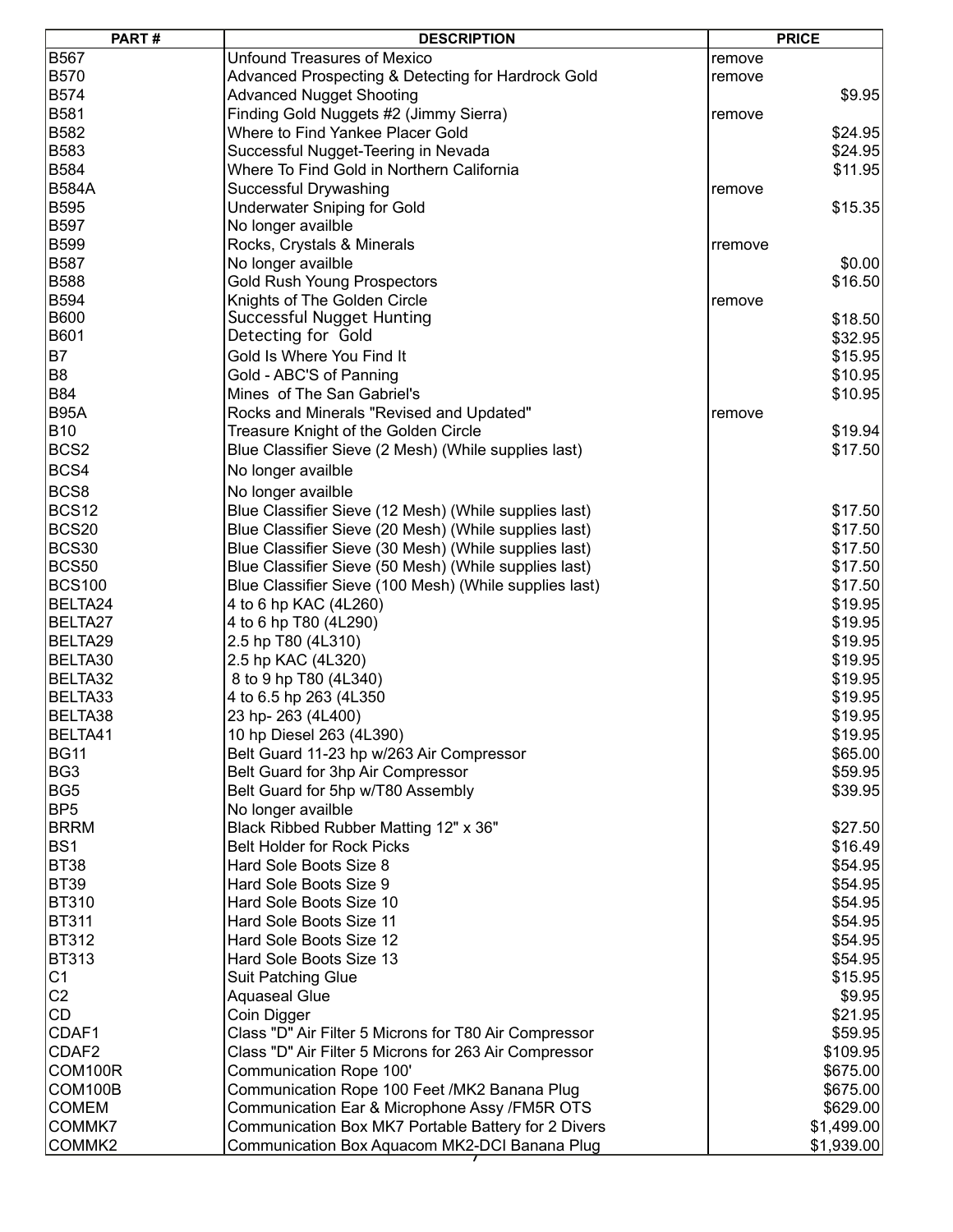| PART # | DESCRIPTION | PRICE |
|---|---|---|
| B567 | Unfound Treasures of Mexico | remove |
| B570 | Advanced Prospecting & Detecting for Hardrock Gold | remove |
| B574 | Advanced Nugget Shooting | $9.95 |
| B581 | Finding Gold Nuggets #2 (Jimmy Sierra) | remove |
| B582 | Where to Find Yankee Placer Gold | $24.95 |
| B583 | Successful Nugget-Teering in Nevada | $24.95 |
| B584 | Where To Find Gold in Northern California | $11.95 |
| B584A | Successful Drywashing | remove |
| B595 | Underwater Sniping for Gold | $15.35 |
| B597 | No longer availble | |
| B599 | Rocks, Crystals & Minerals | rremove |
| B587 | No longer availble | $0.00 |
| B588 | Gold Rush Young Prospectors | $16.50 |
| B594 | Knights of The Golden Circle | remove |
| B600 | Successful Nugget Hunting | $18.50 |
| B601 | Detecting for Gold | $32.95 |
| B7 | Gold Is Where You Find It | $15.95 |
| B8 | Gold - ABC'S of Panning | $10.95 |
| B84 | Mines of The San Gabriel's | $10.95 |
| B95A | Rocks and Minerals "Revised and Updated" | remove |
| B10 | Treasure Knight of the Golden Circle | $19.94 |
| BCS2 | Blue Classifier Sieve (2 Mesh) (While supplies last) | $17.50 |
| BCS4 | No longer availble | |
| BCS8 | No longer availble | |
| BCS12 | Blue Classifier Sieve (12 Mesh) (While supplies last) | $17.50 |
| BCS20 | Blue Classifier Sieve (20 Mesh) (While supplies last) | $17.50 |
| BCS30 | Blue Classifier Sieve (30 Mesh) (While supplies last) | $17.50 |
| BCS50 | Blue Classifier Sieve (50 Mesh) (While supplies last) | $17.50 |
| BCS100 | Blue Classifier Sieve (100 Mesh) (While supplies last) | $17.50 |
| BELTA24 | 4 to 6 hp KAC (4L260) | $19.95 |
| BELTA27 | 4 to 6 hp T80 (4L290) | $19.95 |
| BELTA29 | 2.5 hp T80 (4L310) | $19.95 |
| BELTA30 | 2.5 hp KAC (4L320) | $19.95 |
| BELTA32 | 8 to 9 hp T80 (4L340) | $19.95 |
| BELTA33 | 4 to 6.5 hp 263 (4L350 | $19.95 |
| BELTA38 | 23 hp- 263 (4L400) | $19.95 |
| BELTA41 | 10 hp Diesel 263 (4L390) | $19.95 |
| BG11 | Belt Guard 11-23 hp w/263 Air Compressor | $65.00 |
| BG3 | Belt Guard for 3hp Air Compressor | $59.95 |
| BG5 | Belt Guard for 5hp w/T80 Assembly | $39.95 |
| BP5 | No longer availble | |
| BRRM | Black Ribbed Rubber Matting 12" x 36" | $27.50 |
| BS1 | Belt Holder for Rock Picks | $16.49 |
| BT38 | Hard Sole Boots Size 8 | $54.95 |
| BT39 | Hard Sole Boots Size 9 | $54.95 |
| BT310 | Hard Sole Boots Size 10 | $54.95 |
| BT311 | Hard Sole Boots Size 11 | $54.95 |
| BT312 | Hard Sole Boots Size 12 | $54.95 |
| BT313 | Hard Sole Boots Size 13 | $54.95 |
| C1 | Suit Patching Glue | $15.95 |
| C2 | Aquaseal Glue | $9.95 |
| CD | Coin Digger | $21.95 |
| CDAF1 | Class "D" Air Filter 5 Microns for T80 Air Compressor | $59.95 |
| CDAF2 | Class "D" Air Filter 5 Microns for 263 Air Compressor | $109.95 |
| COM100R | Communication Rope 100' | $675.00 |
| COM100B | Communication Rope 100 Feet /MK2 Banana Plug | $675.00 |
| COMEM | Communication Ear & Microphone Assy /FM5R OTS | $629.00 |
| COMMK7 | Communication Box MK7 Portable Battery for 2 Divers | $1,499.00 |
| COMMK2 | Communication Box Aquacom MK2-DCI Banana Plug | $1,939.00 |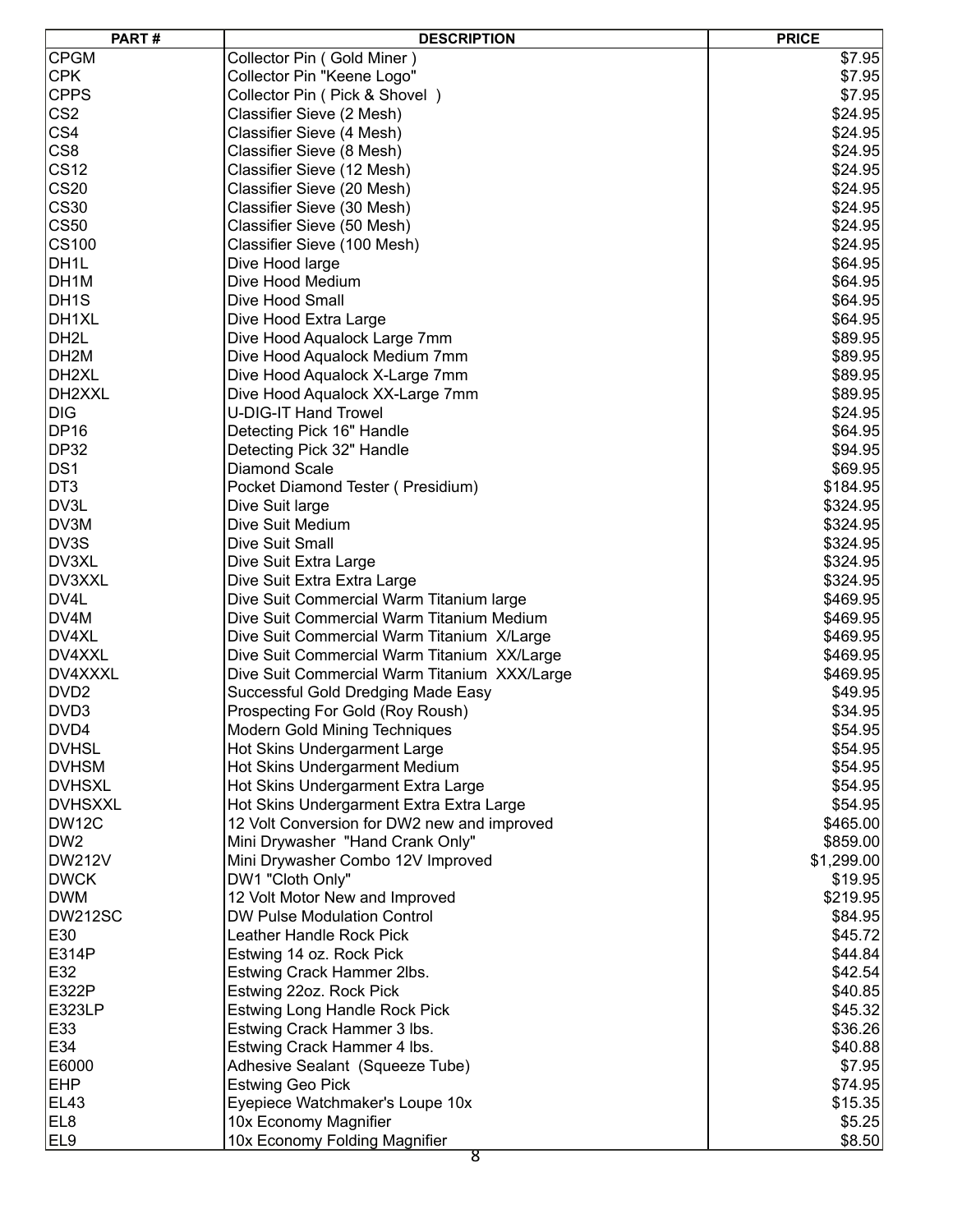| PART # | DESCRIPTION | PRICE |
| --- | --- | --- |
| CPGM | Collector Pin ( Gold Miner ) | $7.95 |
| CPK | Collector Pin "Keene Logo" | $7.95 |
| CPPS | Collector Pin ( Pick & Shovel ) | $7.95 |
| CS2 | Classifier Sieve (2 Mesh) | $24.95 |
| CS4 | Classifier Sieve (4 Mesh) | $24.95 |
| CS8 | Classifier Sieve (8 Mesh) | $24.95 |
| CS12 | Classifier Sieve (12 Mesh) | $24.95 |
| CS20 | Classifier Sieve (20 Mesh) | $24.95 |
| CS30 | Classifier Sieve (30 Mesh) | $24.95 |
| CS50 | Classifier Sieve (50 Mesh) | $24.95 |
| CS100 | Classifier Sieve (100 Mesh) | $24.95 |
| DH1L | Dive Hood large | $64.95 |
| DH1M | Dive Hood Medium | $64.95 |
| DH1S | Dive Hood Small | $64.95 |
| DH1XL | Dive Hood Extra Large | $64.95 |
| DH2L | Dive Hood Aqualock Large 7mm | $89.95 |
| DH2M | Dive Hood Aqualock Medium 7mm | $89.95 |
| DH2XL | Dive Hood Aqualock X-Large 7mm | $89.95 |
| DH2XXL | Dive Hood Aqualock XX-Large 7mm | $89.95 |
| DIG | U-DIG-IT Hand Trowel | $24.95 |
| DP16 | Detecting Pick 16" Handle | $64.95 |
| DP32 | Detecting Pick 32" Handle | $94.95 |
| DS1 | Diamond Scale | $69.95 |
| DT3 | Pocket Diamond Tester ( Presidium) | $184.95 |
| DV3L | Dive Suit large | $324.95 |
| DV3M | Dive Suit Medium | $324.95 |
| DV3S | Dive Suit Small | $324.95 |
| DV3XL | Dive Suit Extra Large | $324.95 |
| DV3XXL | Dive Suit Extra Extra Large | $324.95 |
| DV4L | Dive Suit Commercial Warm Titanium large | $469.95 |
| DV4M | Dive Suit Commercial Warm Titanium Medium | $469.95 |
| DV4XL | Dive Suit Commercial Warm Titanium X/Large | $469.95 |
| DV4XXL | Dive Suit Commercial Warm Titanium XX/Large | $469.95 |
| DV4XXXL | Dive Suit Commercial Warm Titanium XXX/Large | $469.95 |
| DVD2 | Successful Gold Dredging Made Easy | $49.95 |
| DVD3 | Prospecting For Gold (Roy Roush) | $34.95 |
| DVD4 | Modern Gold Mining Techniques | $54.95 |
| DVHSL | Hot Skins Undergarment Large | $54.95 |
| DVHSM | Hot Skins Undergarment Medium | $54.95 |
| DVHSXL | Hot Skins Undergarment Extra Large | $54.95 |
| DVHSXXL | Hot Skins Undergarment Extra Extra Large | $54.95 |
| DW12C | 12 Volt Conversion for DW2 new and improved | $465.00 |
| DW2 | Mini Drywasher "Hand Crank Only" | $859.00 |
| DW212V | Mini Drywasher Combo 12V Improved | $1,299.00 |
| DWCK | DW1 "Cloth Only" | $19.95 |
| DWM | 12 Volt Motor New and Improved | $219.95 |
| DW212SC | DW Pulse Modulation Control | $84.95 |
| E30 | Leather Handle Rock Pick | $45.72 |
| E314P | Estwing 14 oz. Rock Pick | $44.84 |
| E32 | Estwing Crack Hammer 2lbs. | $42.54 |
| E322P | Estwing 22oz. Rock Pick | $40.85 |
| E323LP | Estwing Long Handle Rock Pick | $45.32 |
| E33 | Estwing Crack Hammer 3 lbs. | $36.26 |
| E34 | Estwing Crack Hammer 4 lbs. | $40.88 |
| E6000 | Adhesive Sealant (Squeeze Tube) | $7.95 |
| EHP | Estwing Geo Pick | $74.95 |
| EL43 | Eyepiece Watchmaker's Loupe 10x | $15.35 |
| EL8 | 10x Economy Magnifier | $5.25 |
| EL9 | 10x Economy Folding Magnifier | $8.50 |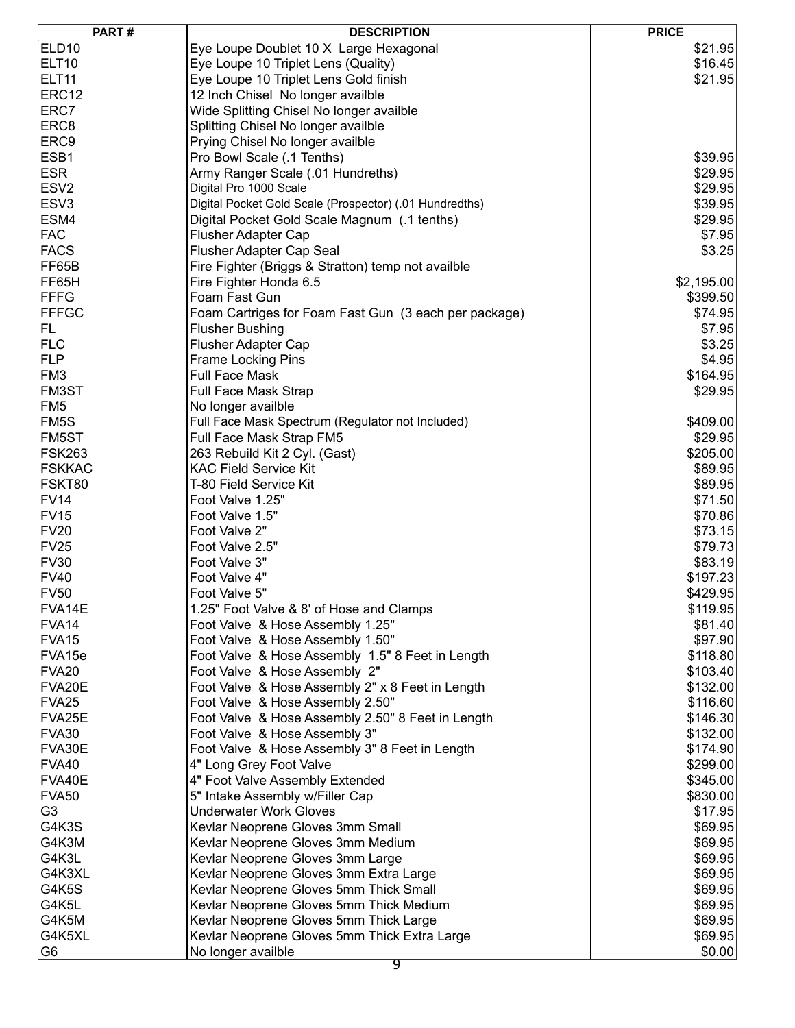| PART # | DESCRIPTION | PRICE |
|---|---|---|
| ELD10 | Eye Loupe Doublet 10 X  Large Hexagonal | $21.95 |
| ELT10 | Eye Loupe 10 Triplet Lens (Quality) | $16.45 |
| ELT11 | Eye Loupe 10 Triplet Lens Gold finish | $21.95 |
| ERC12 | 12 Inch Chisel  No longer availble | |
| ERC7 | Wide Splitting Chisel No longer availble | |
| ERC8 | Splitting Chisel No longer availble | |
| ERC9 | Prying Chisel No longer availble | |
| ESB1 | Pro Bowl Scale (.1 Tenths) | $39.95 |
| ESR | Army Ranger Scale (.01 Hundreths) | $29.95 |
| ESV2 | Digital Pro 1000 Scale | $29.95 |
| ESV3 | Digital Pocket Gold Scale (Prospector) (.01 Hundredths) | $39.95 |
| ESM4 | Digital Pocket Gold Scale Magnum  (.1 tenths) | $29.95 |
| FAC | Flusher Adapter Cap | $7.95 |
| FACS | Flusher Adapter Cap Seal | $3.25 |
| FF65B | Fire Fighter (Briggs & Stratton) temp not availble | |
| FF65H | Fire Fighter Honda 6.5 | $2,195.00 |
| FFFG | Foam Fast Gun | $399.50 |
| FFFGC | Foam Cartriges for Foam Fast Gun  (3 each per package) | $74.95 |
| FL | Flusher Bushing | $7.95 |
| FLC | Flusher Adapter Cap | $3.25 |
| FLP | Frame Locking Pins | $4.95 |
| FM3 | Full Face Mask | $164.95 |
| FM3ST | Full Face Mask Strap | $29.95 |
| FM5 | No longer availble | |
| FM5S | Full Face Mask Spectrum (Regulator not Included) | $409.00 |
| FM5ST | Full Face Mask Strap FM5 | $29.95 |
| FSK263 | 263 Rebuild Kit 2 Cyl. (Gast) | $205.00 |
| FSKKAC | KAC Field Service Kit | $89.95 |
| FSKT80 | T-80 Field Service Kit | $89.95 |
| FV14 | Foot Valve 1.25" | $71.50 |
| FV15 | Foot Valve 1.5" | $70.86 |
| FV20 | Foot Valve 2" | $73.15 |
| FV25 | Foot Valve 2.5" | $79.73 |
| FV30 | Foot Valve 3" | $83.19 |
| FV40 | Foot Valve 4" | $197.23 |
| FV50 | Foot Valve 5" | $429.95 |
| FVA14E | 1.25" Foot Valve & 8' of Hose and Clamps | $119.95 |
| FVA14 | Foot Valve  & Hose Assembly 1.25" | $81.40 |
| FVA15 | Foot Valve  & Hose Assembly 1.50" | $97.90 |
| FVA15e | Foot Valve  & Hose Assembly  1.5" 8 Feet in Length | $118.80 |
| FVA20 | Foot Valve  & Hose Assembly  2" | $103.40 |
| FVA20E | Foot Valve  & Hose Assembly 2" x 8 Feet in Length | $132.00 |
| FVA25 | Foot Valve  & Hose Assembly 2.50" | $116.60 |
| FVA25E | Foot Valve  & Hose Assembly 2.50" 8 Feet in Length | $146.30 |
| FVA30 | Foot Valve  & Hose Assembly 3" | $132.00 |
| FVA30E | Foot Valve  & Hose Assembly 3" 8 Feet in Length | $174.90 |
| FVA40 | 4" Long Grey Foot Valve | $299.00 |
| FVA40E | 4" Foot Valve Assembly Extended | $345.00 |
| FVA50 | 5" Intake Assembly w/Filler Cap | $830.00 |
| G3 | Underwater Work Gloves | $17.95 |
| G4K3S | Kevlar Neoprene Gloves 3mm Small | $69.95 |
| G4K3M | Kevlar Neoprene Gloves 3mm Medium | $69.95 |
| G4K3L | Kevlar Neoprene Gloves 3mm Large | $69.95 |
| G4K3XL | Kevlar Neoprene Gloves 3mm Extra Large | $69.95 |
| G4K5S | Kevlar Neoprene Gloves 5mm Thick Small | $69.95 |
| G4K5L | Kevlar Neoprene Gloves 5mm Thick Medium | $69.95 |
| G4K5M | Kevlar Neoprene Gloves 5mm Thick Large | $69.95 |
| G4K5XL | Kevlar Neoprene Gloves 5mm Thick Extra Large | $69.95 |
| G6 | No longer availble | $0.00 |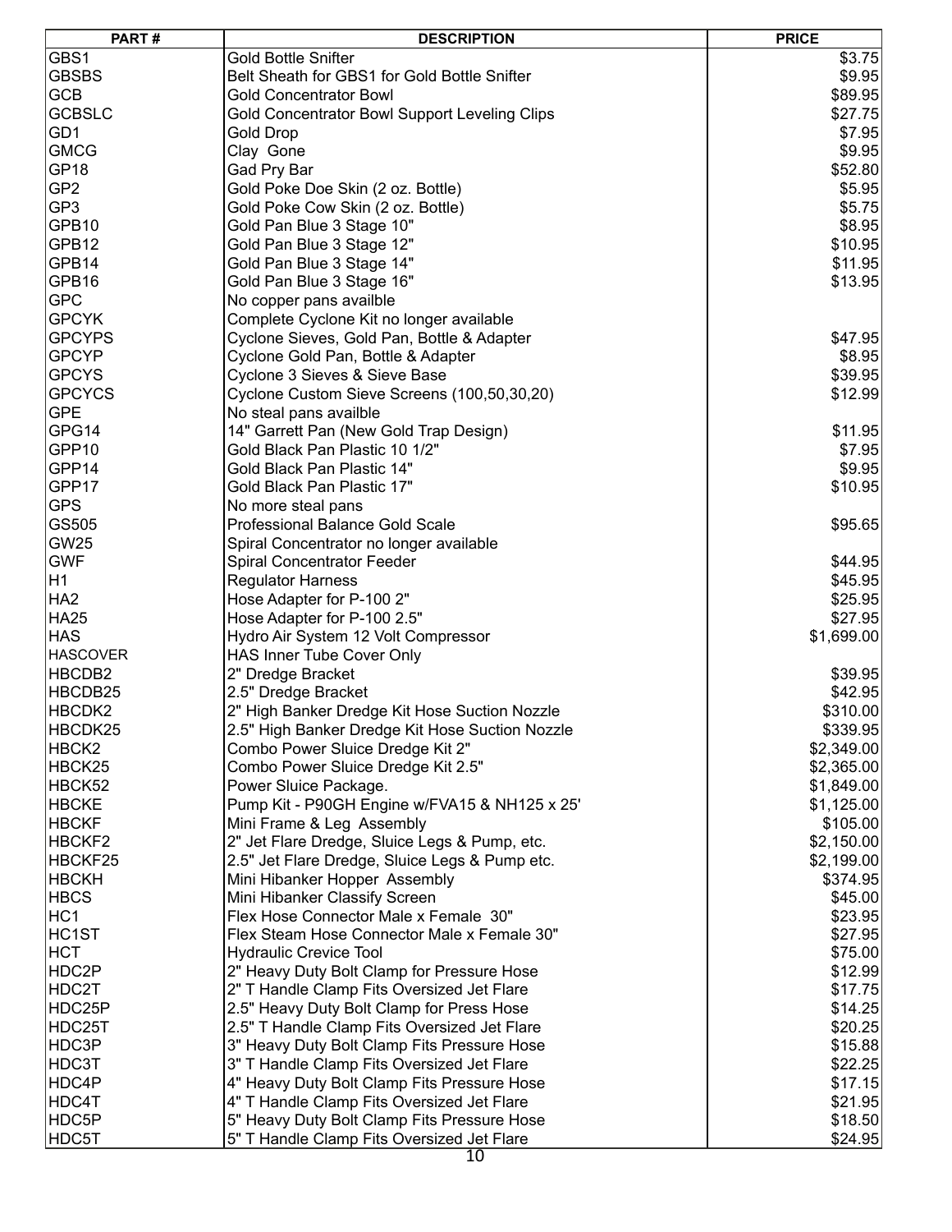| PART # | DESCRIPTION | PRICE |
|---|---|---|
| GBS1 | Gold Bottle Snifter | $3.75 |
| GBSBS | Belt Sheath for GBS1 for Gold Bottle Snifter | $9.95 |
| GCB | Gold Concentrator Bowl | $89.95 |
| GCBSLC | Gold Concentrator Bowl Support Leveling Clips | $27.75 |
| GD1 | Gold Drop | $7.95 |
| GMCG | Clay Gone | $9.95 |
| GP18 | Gad Pry Bar | $52.80 |
| GP2 | Gold Poke Doe Skin (2 oz. Bottle) | $5.95 |
| GP3 | Gold Poke Cow Skin (2 oz. Bottle) | $5.75 |
| GPB10 | Gold Pan Blue 3 Stage 10" | $8.95 |
| GPB12 | Gold Pan Blue 3 Stage 12" | $10.95 |
| GPB14 | Gold Pan Blue 3 Stage 14" | $11.95 |
| GPB16 | Gold Pan Blue 3 Stage 16" | $13.95 |
| GPC | No copper pans availble | |
| GPCYK | Complete Cyclone Kit no longer available | |
| GPCYPS | Cyclone Sieves, Gold Pan, Bottle & Adapter | $47.95 |
| GPCYP | Cyclone Gold Pan, Bottle & Adapter | $8.95 |
| GPCYS | Cyclone 3 Sieves & Sieve Base | $39.95 |
| GPCYCS | Cyclone Custom Sieve Screens (100,50,30,20) | $12.99 |
| GPE | No steal pans availble | |
| GPG14 | 14" Garrett Pan (New Gold Trap Design) | $11.95 |
| GPP10 | Gold Black Pan Plastic 10 1/2" | $7.95 |
| GPP14 | Gold Black Pan Plastic 14" | $9.95 |
| GPP17 | Gold Black Pan Plastic 17" | $10.95 |
| GPS | No more steal pans | |
| GS505 | Professional Balance Gold Scale | $95.65 |
| GW25 | Spiral Concentrator no longer available | |
| GWF | Spiral Concentrator Feeder | $44.95 |
| H1 | Regulator Harness | $45.95 |
| HA2 | Hose Adapter for P-100 2" | $25.95 |
| HA25 | Hose Adapter for P-100 2.5" | $27.95 |
| HAS | Hydro Air System 12 Volt Compressor | $1,699.00 |
| HASCOVER | HAS Inner Tube Cover Only | |
| HBCDB2 | 2" Dredge Bracket | $39.95 |
| HBCDB25 | 2.5" Dredge Bracket | $42.95 |
| HBCDK2 | 2" High Banker Dredge Kit Hose Suction Nozzle | $310.00 |
| HBCDK25 | 2.5" High Banker Dredge Kit Hose Suction Nozzle | $339.95 |
| HBCK2 | Combo Power Sluice Dredge Kit 2" | $2,349.00 |
| HBCK25 | Combo Power Sluice Dredge Kit 2.5" | $2,365.00 |
| HBCK52 | Power Sluice Package. | $1,849.00 |
| HBCKE | Pump Kit - P90GH Engine w/FVA15 & NH125 x 25' | $1,125.00 |
| HBCKF | Mini Frame & Leg Assembly | $105.00 |
| HBCKF2 | 2" Jet Flare Dredge, Sluice Legs & Pump, etc. | $2,150.00 |
| HBCKF25 | 2.5" Jet Flare Dredge, Sluice Legs & Pump etc. | $2,199.00 |
| HBCKH | Mini Hibanker Hopper Assembly | $374.95 |
| HBCS | Mini Hibanker Classify Screen | $45.00 |
| HC1 | Flex Hose Connector Male x Female 30" | $23.95 |
| HC1ST | Flex Steam Hose Connector Male x Female 30" | $27.95 |
| HCT | Hydraulic Crevice Tool | $75.00 |
| HDC2P | 2" Heavy Duty Bolt Clamp for Pressure Hose | $12.99 |
| HDC2T | 2" T Handle Clamp Fits Oversized Jet Flare | $17.75 |
| HDC25P | 2.5" Heavy Duty Bolt Clamp for Press Hose | $14.25 |
| HDC25T | 2.5" T Handle Clamp Fits Oversized Jet Flare | $20.25 |
| HDC3P | 3" Heavy Duty Bolt Clamp Fits Pressure Hose | $15.88 |
| HDC3T | 3" T Handle Clamp Fits Oversized Jet Flare | $22.25 |
| HDC4P | 4" Heavy Duty Bolt Clamp Fits Pressure Hose | $17.15 |
| HDC4T | 4" T Handle Clamp Fits Oversized Jet Flare | $21.95 |
| HDC5P | 5" Heavy Duty Bolt Clamp Fits Pressure Hose | $18.50 |
| HDC5T | 5" T Handle Clamp Fits Oversized Jet Flare | $24.95 |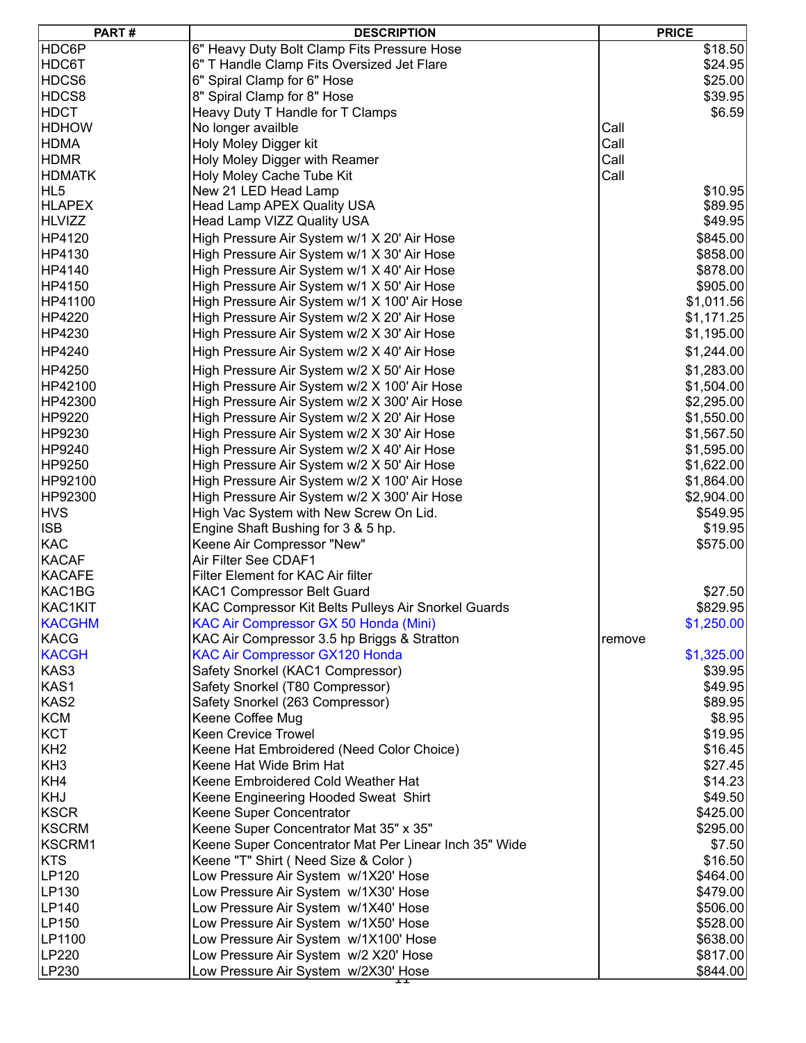| PART # | DESCRIPTION | PRICE |
|---|---|---|
| HDC6P | 6" Heavy Duty Bolt Clamp Fits Pressure Hose | $18.50 |
| HDC6T | 6" T Handle Clamp Fits Oversized Jet Flare | $24.95 |
| HDCS6 | 6" Spiral Clamp for 6" Hose | $25.00 |
| HDCS8 | 8" Spiral Clamp for 8" Hose | $39.95 |
| HDCT | Heavy Duty T Handle for T Clamps | $6.59 |
| HDHOW | No longer availble | Call |
| HDMA | Holy Moley Digger kit | Call |
| HDMR | Holy Moley Digger with Reamer | Call |
| HDMATK | Holy Moley Cache Tube Kit | Call |
| HL5 | New 21 LED Head Lamp | $10.95 |
| HLAPEX | Head Lamp APEX Quality USA | $89.95 |
| HLVIZZ | Head Lamp VIZZ Quality USA | $49.95 |
| HP4120 | High Pressure Air System w/1 X 20' Air Hose | $845.00 |
| HP4130 | High Pressure Air System w/1 X 30' Air Hose | $858.00 |
| HP4140 | High Pressure Air System w/1 X 40' Air Hose | $878.00 |
| HP4150 | High Pressure Air System w/1 X 50' Air Hose | $905.00 |
| HP41100 | High Pressure Air System w/1 X 100' Air Hose | $1,011.56 |
| HP4220 | High Pressure Air System w/2 X 20' Air Hose | $1,171.25 |
| HP4230 | High Pressure Air System w/2 X 30' Air Hose | $1,195.00 |
| HP4240 | High Pressure Air System w/2 X 40' Air Hose | $1,244.00 |
| HP4250 | High Pressure Air System w/2 X 50' Air Hose | $1,283.00 |
| HP42100 | High Pressure Air System w/2 X 100' Air Hose | $1,504.00 |
| HP42300 | High Pressure Air System w/2 X 300' Air Hose | $2,295.00 |
| HP9220 | High Pressure Air System w/2 X 20' Air Hose | $1,550.00 |
| HP9230 | High Pressure Air System w/2 X 30' Air Hose | $1,567.50 |
| HP9240 | High Pressure Air System w/2 X 40' Air Hose | $1,595.00 |
| HP9250 | High Pressure Air System w/2 X 50' Air Hose | $1,622.00 |
| HP92100 | High Pressure Air System w/2 X 100' Air Hose | $1,864.00 |
| HP92300 | High Pressure Air System w/2 X 300' Air Hose | $2,904.00 |
| HVS | High Vac System with New Screw On Lid. | $549.95 |
| ISB | Engine Shaft Bushing for 3 & 5 hp. | $19.95 |
| KAC | Keene Air Compressor "New" | $575.00 |
| KACAF | Air Filter See CDAF1 | |
| KACAFE | Filter Element for KAC Air filter | |
| KAC1BG | KAC1 Compressor Belt Guard | $27.50 |
| KAC1KIT | KAC Compressor Kit Belts Pulleys Air Snorkel Guards | $829.95 |
| KACGHM | KAC Air Compressor GX 50 Honda (Mini) | $1,250.00 |
| KACG | KAC Air Compressor 3.5 hp Briggs & Stratton | remove |
| KACGH | KAC Air Compressor GX120 Honda | $1,325.00 |
| KAS3 | Safety Snorkel (KAC1 Compressor) | $39.95 |
| KAS1 | Safety Snorkel (T80 Compressor) | $49.95 |
| KAS2 | Safety Snorkel (263 Compressor) | $89.95 |
| KCM | Keene Coffee Mug | $8.95 |
| KCT | Keen Crevice Trowel | $19.95 |
| KH2 | Keene Hat Embroidered (Need Color Choice) | $16.45 |
| KH3 | Keene Hat Wide Brim Hat | $27.45 |
| KH4 | Keene Embroidered Cold Weather Hat | $14.23 |
| KHJ | Keene Engineering Hooded Sweat Shirt | $49.50 |
| KSCR | Keene Super Concentrator | $425.00 |
| KSCRM | Keene Super Concentrator Mat 35" x 35" | $295.00 |
| KSCRM1 | Keene Super Concentrator Mat Per Linear Inch 35" Wide | $7.50 |
| KTS | Keene "T" Shirt ( Need Size & Color ) | $16.50 |
| LP120 | Low Pressure Air System w/1X20' Hose | $464.00 |
| LP130 | Low Pressure Air System w/1X30' Hose | $479.00 |
| LP140 | Low Pressure Air System w/1X40' Hose | $506.00 |
| LP150 | Low Pressure Air System w/1X50' Hose | $528.00 |
| LP1100 | Low Pressure Air System w/1X100' Hose | $638.00 |
| LP220 | Low Pressure Air System w/2 X20' Hose | $817.00 |
| LP230 | Low Pressure Air System w/2X30' Hose | $844.00 |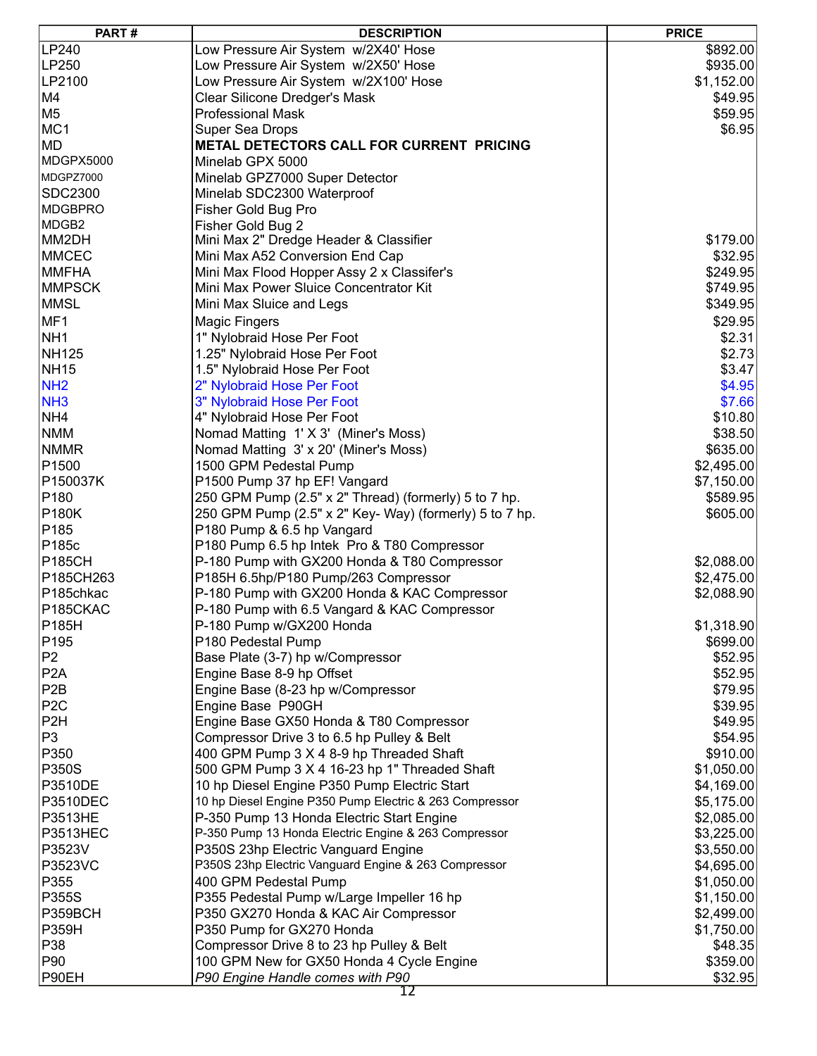| PART # | DESCRIPTION | PRICE |
|---|---|---|
| LP240 | Low Pressure Air System w/2X40' Hose | $892.00 |
| LP250 | Low Pressure Air System w/2X50' Hose | $935.00 |
| LP2100 | Low Pressure Air System w/2X100' Hose | $1,152.00 |
| M4 | Clear Silicone Dredger's Mask | $49.95 |
| M5 | Professional Mask | $59.95 |
| MC1 | Super Sea Drops | $6.95 |
| MD | **METAL DETECTORS CALL FOR CURRENT PRICING** | |
| MDGPX5000 | Minelab GPX 5000 | |
| MDGPZ7000 | Minelab GPZ7000 Super Detector | |
| SDC2300 | Minelab SDC2300 Waterproof | |
| MDGBPRO | Fisher Gold Bug Pro | |
| MDGB2 | Fisher Gold Bug 2 | |
| MM2DH | Mini Max 2" Dredge Header & Classifier | $179.00 |
| MMCEC | Mini Max A52 Conversion End Cap | $32.95 |
| MMFHA | Mini Max Flood Hopper Assy 2 x Classifer's | $249.95 |
| MMPSCK | Mini Max Power Sluice Concentrator Kit | $749.95 |
| MMSL | Mini Max Sluice and Legs | $349.95 |
| MF1 | Magic Fingers | $29.95 |
| NH1 | 1" Nylobraid Hose Per Foot | $2.31 |
| NH125 | 1.25" Nylobraid Hose Per Foot | $2.73 |
| NH15 | 1.5" Nylobraid Hose Per Foot | $3.47 |
| NH2 | 2" Nylobraid Hose Per Foot | $4.95 |
| NH3 | 3" Nylobraid Hose Per Foot | $7.66 |
| NH4 | 4" Nylobraid Hose Per Foot | $10.80 |
| NMM | Nomad Matting 1' X 3' (Miner's Moss) | $38.50 |
| NMMR | Nomad Matting 3' x 20' (Miner's Moss) | $635.00 |
| P1500 | 1500 GPM Pedestal Pump | $2,495.00 |
| P150037K | P1500 Pump 37 hp EF! Vangard | $7,150.00 |
| P180 | 250 GPM Pump (2.5" x 2" Thread) (formerly) 5 to 7 hp. | $589.95 |
| P180K | 250 GPM Pump (2.5" x 2" Key- Way) (formerly) 5 to 7 hp. | $605.00 |
| P185 | P180 Pump & 6.5 hp Vangard | |
| P185c | P180 Pump 6.5 hp Intek Pro & T80 Compressor | |
| P185CH | P-180 Pump with GX200 Honda & T80 Compressor | $2,088.00 |
| P185CH263 | P185H 6.5hp/P180 Pump/263 Compressor | $2,475.00 |
| P185chkac | P-180 Pump with GX200 Honda & KAC Compressor | $2,088.90 |
| P185CKAC | P-180 Pump with 6.5 Vangard & KAC Compressor | |
| P185H | P-180 Pump w/GX200 Honda | $1,318.90 |
| P195 | P180 Pedestal Pump | $699.00 |
| P2 | Base Plate (3-7) hp w/Compressor | $52.95 |
| P2A | Engine Base 8-9 hp Offset | $52.95 |
| P2B | Engine Base (8-23 hp w/Compressor | $79.95 |
| P2C | Engine Base P90GH | $39.95 |
| P2H | Engine Base GX50 Honda & T80 Compressor | $49.95 |
| P3 | Compressor Drive 3 to 6.5 hp Pulley & Belt | $54.95 |
| P350 | 400 GPM Pump 3 X 4 8-9 hp Threaded Shaft | $910.00 |
| P350S | 500 GPM Pump 3 X 4 16-23 hp 1" Threaded Shaft | $1,050.00 |
| P3510DE | 10 hp Diesel Engine P350 Pump Electric Start | $4,169.00 |
| P3510DEC | 10 hp Diesel Engine P350 Pump Electric & 263 Compressor | $5,175.00 |
| P3513HE | P-350 Pump 13 Honda Electric Start Engine | $2,085.00 |
| P3513HEC | P-350 Pump 13 Honda Electric Engine & 263 Compressor | $3,225.00 |
| P3523V | P350S 23hp Electric Vanguard Engine | $3,550.00 |
| P3523VC | P350S 23hp Electric Vanguard Engine & 263 Compressor | $4,695.00 |
| P355 | 400 GPM Pedestal Pump | $1,050.00 |
| P355S | P355 Pedestal Pump w/Large Impeller 16 hp | $1,150.00 |
| P359BCH | P350 GX270 Honda & KAC Air Compressor | $2,499.00 |
| P359H | P350 Pump for GX270 Honda | $1,750.00 |
| P38 | Compressor Drive 8 to 23 hp Pulley & Belt | $48.35 |
| P90 | 100 GPM New for GX50 Honda 4 Cycle Engine | $359.00 |
| P90EH | *P90 Engine Handle comes with P90* | $32.95 |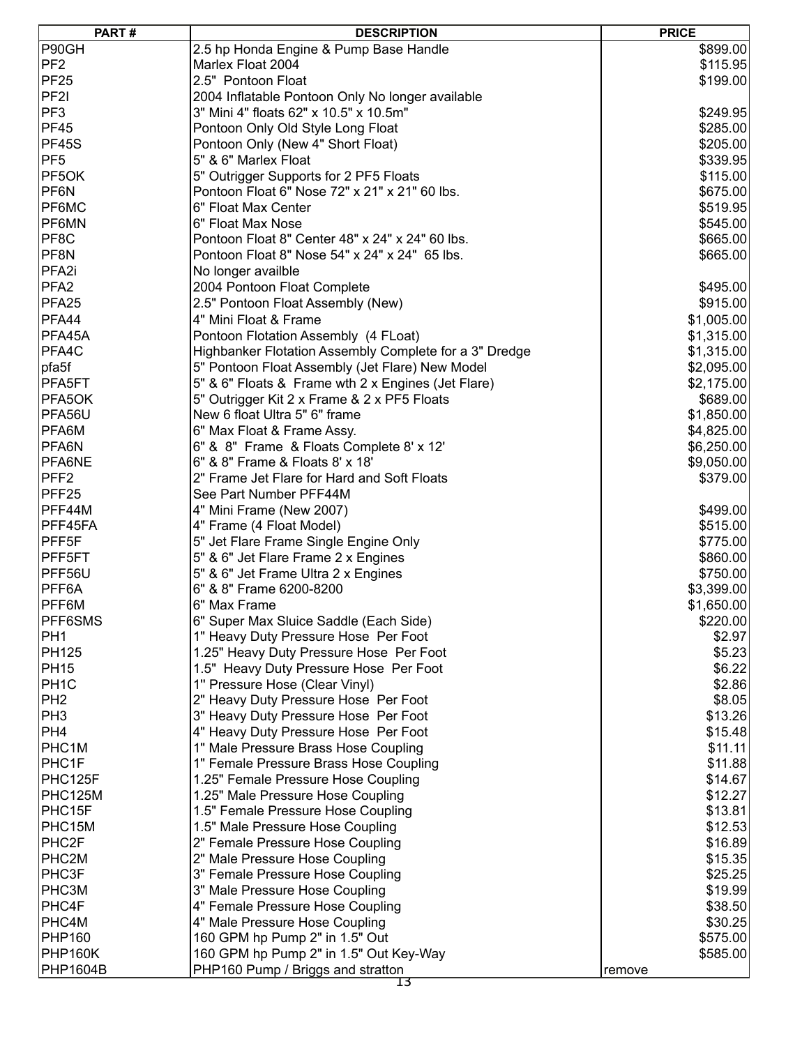| PART # | DESCRIPTION | PRICE |
|---|---|---|
| P90GH | 2.5 hp Honda Engine & Pump Base Handle | $899.00 |
| PF2 | Marlex Float 2004 | $115.95 |
| PF25 | 2.5" Pontoon Float | $199.00 |
| PF2I | 2004 Inflatable Pontoon Only No longer available | |
| PF3 | 3" Mini 4" floats 62" x 10.5" x 10.5m" | $249.95 |
| PF45 | Pontoon Only Old Style Long Float | $285.00 |
| PF45S | Pontoon Only (New 4" Short Float) | $205.00 |
| PF5 | 5" & 6" Marlex Float | $339.95 |
| PF5OK | 5" Outrigger Supports for 2 PF5 Floats | $115.00 |
| PF6N | Pontoon Float 6" Nose 72" x 21" x 21" 60 lbs. | $675.00 |
| PF6MC | 6" Float Max Center | $519.95 |
| PF6MN | 6" Float Max Nose | $545.00 |
| PF8C | Pontoon Float 8" Center 48" x 24" x 24" 60 lbs. | $665.00 |
| PF8N | Pontoon Float 8" Nose 54" x 24" x 24" 65 lbs. | $665.00 |
| PFA2i | No longer availble | |
| PFA2 | 2004 Pontoon Float Complete | $495.00 |
| PFA25 | 2.5" Pontoon Float Assembly (New) | $915.00 |
| PFA44 | 4" Mini Float & Frame | $1,005.00 |
| PFA45A | Pontoon Flotation Assembly (4 FLoat) | $1,315.00 |
| PFA4C | Highbanker Flotation Assembly Complete for a 3" Dredge | $1,315.00 |
| pfa5f | 5" Pontoon Float Assembly (Jet Flare) New Model | $2,095.00 |
| PFA5FT | 5" & 6" Floats & Frame wth 2 x Engines (Jet Flare) | $2,175.00 |
| PFA5OK | 5" Outrigger Kit 2 x Frame & 2 x PF5 Floats | $689.00 |
| PFA56U | New 6 float Ultra 5" 6" frame | $1,850.00 |
| PFA6M | 6" Max Float & Frame Assy. | $4,825.00 |
| PFA6N | 6" & 8" Frame & Floats Complete 8' x 12' | $6,250.00 |
| PFA6NE | 6" & 8" Frame & Floats 8' x 18' | $9,050.00 |
| PFF2 | 2" Frame Jet Flare for Hard and Soft Floats | $379.00 |
| PFF25 | See Part Number PFF44M | |
| PFF44M | 4" Mini Frame (New 2007) | $499.00 |
| PFF45FA | 4" Frame (4 Float Model) | $515.00 |
| PFF5F | 5" Jet Flare Frame Single Engine Only | $775.00 |
| PFF5FT | 5" & 6" Jet Flare Frame 2 x Engines | $860.00 |
| PFF56U | 5" & 6" Jet Frame Ultra 2 x Engines | $750.00 |
| PFF6A | 6" & 8" Frame 6200-8200 | $3,399.00 |
| PFF6M | 6" Max Frame | $1,650.00 |
| PFF6SMS | 6" Super Max Sluice Saddle (Each Side) | $220.00 |
| PH1 | 1" Heavy Duty Pressure Hose Per Foot | $2.97 |
| PH125 | 1.25" Heavy Duty Pressure Hose Per Foot | $5.23 |
| PH15 | 1.5" Heavy Duty Pressure Hose Per Foot | $6.22 |
| PH1C | 1" Pressure Hose (Clear Vinyl) | $2.86 |
| PH2 | 2" Heavy Duty Pressure Hose Per Foot | $8.05 |
| PH3 | 3" Heavy Duty Pressure Hose Per Foot | $13.26 |
| PH4 | 4" Heavy Duty Pressure Hose Per Foot | $15.48 |
| PHC1M | 1" Male Pressure Brass Hose Coupling | $11.11 |
| PHC1F | 1" Female Pressure Brass Hose Coupling | $11.88 |
| PHC125F | 1.25" Female Pressure Hose Coupling | $14.67 |
| PHC125M | 1.25" Male Pressure Hose Coupling | $12.27 |
| PHC15F | 1.5" Female Pressure Hose Coupling | $13.81 |
| PHC15M | 1.5" Male Pressure Hose Coupling | $12.53 |
| PHC2F | 2" Female Pressure Hose Coupling | $16.89 |
| PHC2M | 2" Male Pressure Hose Coupling | $15.35 |
| PHC3F | 3" Female Pressure Hose Coupling | $25.25 |
| PHC3M | 3" Male Pressure Hose Coupling | $19.99 |
| PHC4F | 4" Female Pressure Hose Coupling | $38.50 |
| PHC4M | 4" Male Pressure Hose Coupling | $30.25 |
| PHP160 | 160 GPM hp Pump 2" in 1.5" Out | $575.00 |
| PHP160K | 160 GPM hp Pump 2" in 1.5" Out Key-Way | $585.00 |
| PHP1604B | PHP160 Pump / Briggs and stratton | remove |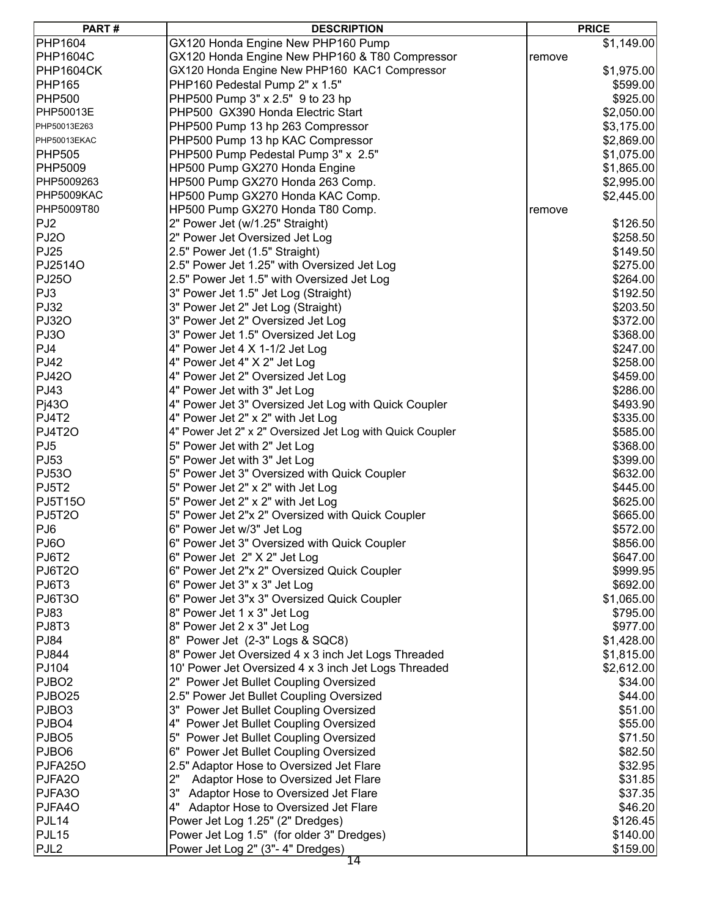| PART # | DESCRIPTION | PRICE |
|---|---|---|
| PHP1604 | GX120 Honda Engine New PHP160 Pump | $1,149.00 |
| PHP1604C | GX120 Honda Engine New PHP160 & T80 Compressor | remove |
| PHP1604CK | GX120 Honda Engine New PHP160 KAC1 Compressor | $1,975.00 |
| PHP165 | PHP160 Pedestal Pump 2" x 1.5" | $599.00 |
| PHP500 | PHP500 Pump 3" x 2.5" 9 to 23 hp | $925.00 |
| PHP50013E | PHP500 GX390 Honda Electric Start | $2,050.00 |
| PHP50013E263 | PHP500 Pump 13 hp 263 Compressor | $3,175.00 |
| PHP50013EKAC | PHP500 Pump 13 hp KAC Compressor | $2,869.00 |
| PHP505 | PHP500 Pump Pedestal Pump 3" x 2.5" | $1,075.00 |
| PHP5009 | HP500 Pump GX270 Honda Engine | $1,865.00 |
| PHP5009263 | HP500 Pump GX270 Honda 263 Comp. | $2,995.00 |
| PHP5009KAC | HP500 Pump GX270 Honda KAC Comp. | $2,445.00 |
| PHP5009T80 | HP500 Pump GX270 Honda T80 Comp. | remove |
| PJ2 | 2" Power Jet (w/1.25" Straight) | $126.50 |
| PJ2O | 2" Power Jet Oversized Jet Log | $258.50 |
| PJ25 | 2.5" Power Jet (1.5" Straight) | $149.50 |
| PJ2514O | 2.5" Power Jet 1.25" with Oversized Jet Log | $275.00 |
| PJ25O | 2.5" Power Jet 1.5" with Oversized Jet Log | $264.00 |
| PJ3 | 3" Power Jet 1.5" Jet Log (Straight) | $192.50 |
| PJ32 | 3" Power Jet 2" Jet Log (Straight) | $203.50 |
| PJ32O | 3" Power Jet 2" Oversized Jet Log | $372.00 |
| PJ3O | 3" Power Jet 1.5" Oversized Jet Log | $368.00 |
| PJ4 | 4" Power Jet 4 X 1-1/2 Jet Log | $247.00 |
| PJ42 | 4" Power Jet 4" X 2" Jet Log | $258.00 |
| PJ42O | 4" Power Jet 2" Oversized Jet Log | $459.00 |
| PJ43 | 4" Power Jet with 3" Jet Log | $286.00 |
| Pj43O | 4" Power Jet 3" Oversized Jet Log with Quick Coupler | $493.90 |
| PJ4T2 | 4" Power Jet 2" x 2" with Jet Log | $335.00 |
| PJ4T2O | 4" Power Jet 2" x 2" Oversized Jet Log with Quick Coupler | $585.00 |
| PJ5 | 5" Power Jet with 2" Jet Log | $368.00 |
| PJ53 | 5" Power Jet with 3" Jet Log | $399.00 |
| PJ53O | 5" Power Jet 3" Oversized with Quick Coupler | $632.00 |
| PJ5T2 | 5" Power Jet 2" x 2" with Jet Log | $445.00 |
| PJ5T15O | 5" Power Jet 2" x 2" with Jet Log | $625.00 |
| PJ5T2O | 5" Power Jet 2"x 2" Oversized with Quick Coupler | $665.00 |
| PJ6 | 6" Power Jet w/3" Jet Log | $572.00 |
| PJ6O | 6" Power Jet 3" Oversized with Quick Coupler | $856.00 |
| PJ6T2 | 6" Power Jet 2" X 2" Jet Log | $647.00 |
| PJ6T2O | 6" Power Jet 2"x 2" Oversized Quick Coupler | $999.95 |
| PJ6T3 | 6" Power Jet 3" x 3" Jet Log | $692.00 |
| PJ6T3O | 6" Power Jet 3"x 3" Oversized Quick Coupler | $1,065.00 |
| PJ83 | 8" Power Jet 1 x 3" Jet Log | $795.00 |
| PJ8T3 | 8" Power Jet 2 x 3" Jet Log | $977.00 |
| PJ84 | 8" Power Jet (2-3" Logs & SQC8) | $1,428.00 |
| PJ844 | 8" Power Jet Oversized 4 x 3 inch Jet Logs Threaded | $1,815.00 |
| PJ104 | 10' Power Jet Oversized 4 x 3 inch Jet Logs Threaded | $2,612.00 |
| PJBO2 | 2" Power Jet Bullet Coupling Oversized | $34.00 |
| PJBO25 | 2.5" Power Jet Bullet Coupling Oversized | $44.00 |
| PJBO3 | 3" Power Jet Bullet Coupling Oversized | $51.00 |
| PJBO4 | 4" Power Jet Bullet Coupling Oversized | $55.00 |
| PJBO5 | 5" Power Jet Bullet Coupling Oversized | $71.50 |
| PJBO6 | 6" Power Jet Bullet Coupling Oversized | $82.50 |
| PJFA25O | 2.5" Adaptor Hose to Oversized Jet Flare | $32.95 |
| PJFA2O | 2" Adaptor Hose to Oversized Jet Flare | $31.85 |
| PJFA3O | 3" Adaptor Hose to Oversized Jet Flare | $37.35 |
| PJFA4O | 4" Adaptor Hose to Oversized Jet Flare | $46.20 |
| PJL14 | Power Jet Log 1.25" (2" Dredges) | $126.45 |
| PJL15 | Power Jet Log 1.5" (for older 3" Dredges) | $140.00 |
| PJL2 | Power Jet Log 2" (3"- 4" Dredges) | $159.00 |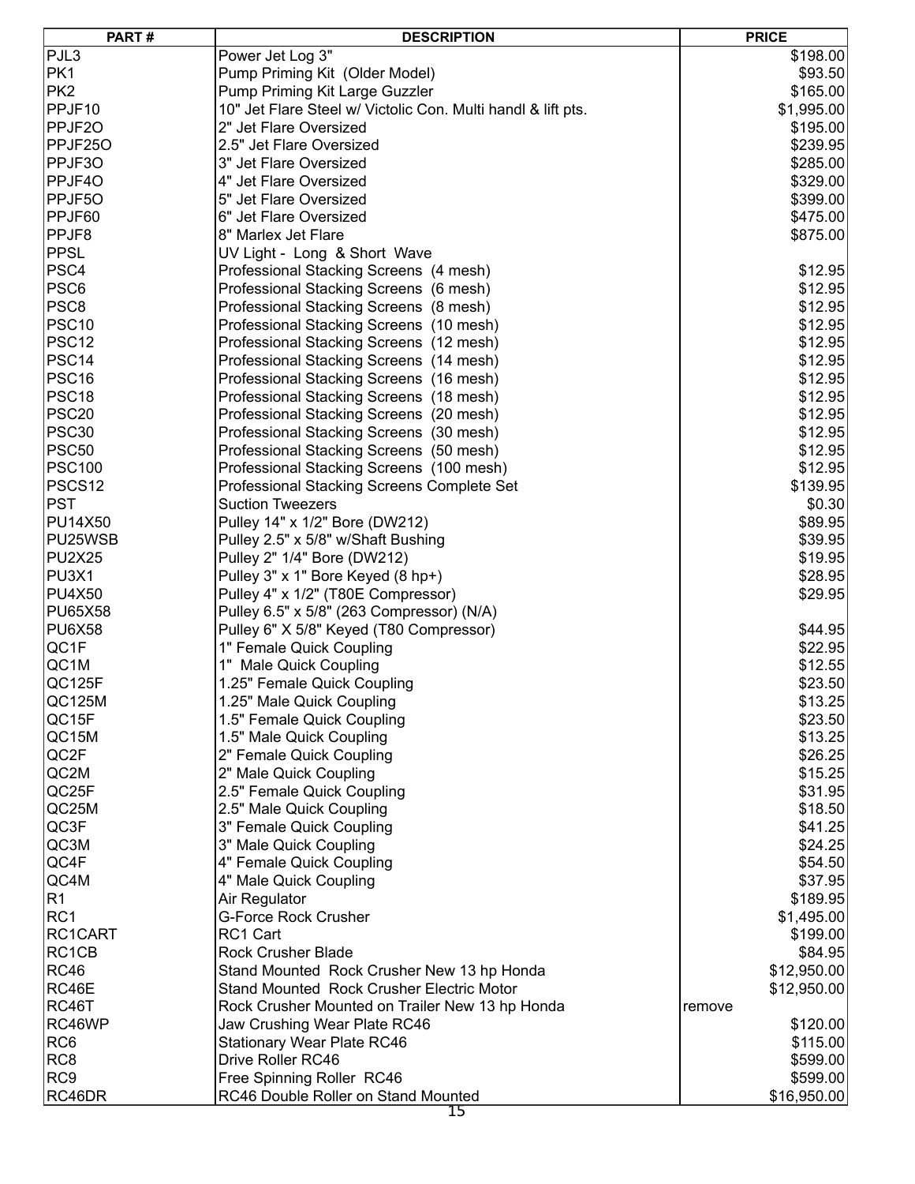| PART # | DESCRIPTION | PRICE |
|---|---|---|
| PJL3 | Power Jet Log 3" | $198.00 |
| PK1 | Pump Priming Kit (Older Model) | $93.50 |
| PK2 | Pump Priming Kit Large Guzzler | $165.00 |
| PPJF10 | 10" Jet Flare Steel w/ Victolic Con. Multi handl & lift pts. | $1,995.00 |
| PPJF2O | 2" Jet Flare Oversized | $195.00 |
| PPJF25O | 2.5" Jet Flare Oversized | $239.95 |
| PPJF3O | 3" Jet Flare Oversized | $285.00 |
| PPJF4O | 4" Jet Flare Oversized | $329.00 |
| PPJF5O | 5" Jet Flare Oversized | $399.00 |
| PPJF60 | 6" Jet Flare Oversized | $475.00 |
| PPJF8 | 8" Marlex Jet Flare | $875.00 |
| PPSL | UV Light - Long & Short Wave | |
| PSC4 | Professional Stacking Screens (4 mesh) | $12.95 |
| PSC6 | Professional Stacking Screens (6 mesh) | $12.95 |
| PSC8 | Professional Stacking Screens (8 mesh) | $12.95 |
| PSC10 | Professional Stacking Screens (10 mesh) | $12.95 |
| PSC12 | Professional Stacking Screens (12 mesh) | $12.95 |
| PSC14 | Professional Stacking Screens (14 mesh) | $12.95 |
| PSC16 | Professional Stacking Screens (16 mesh) | $12.95 |
| PSC18 | Professional Stacking Screens (18 mesh) | $12.95 |
| PSC20 | Professional Stacking Screens (20 mesh) | $12.95 |
| PSC30 | Professional Stacking Screens (30 mesh) | $12.95 |
| PSC50 | Professional Stacking Screens (50 mesh) | $12.95 |
| PSC100 | Professional Stacking Screens (100 mesh) | $12.95 |
| PSCS12 | Professional Stacking Screens Complete Set | $139.95 |
| PST | Suction Tweezers | $0.30 |
| PU14X50 | Pulley 14" x 1/2" Bore (DW212) | $89.95 |
| PU25WSB | Pulley 2.5" x 5/8" w/Shaft Bushing | $39.95 |
| PU2X25 | Pulley 2" 1/4" Bore (DW212) | $19.95 |
| PU3X1 | Pulley 3" x 1" Bore Keyed (8 hp+) | $28.95 |
| PU4X50 | Pulley 4" x 1/2" (T80E Compressor) | $29.95 |
| PU65X58 | Pulley 6.5" x 5/8" (263 Compressor) (N/A) | |
| PU6X58 | Pulley 6" X 5/8" Keyed (T80 Compressor) | $44.95 |
| QC1F | 1" Female Quick Coupling | $22.95 |
| QC1M | 1" Male Quick Coupling | $12.55 |
| QC125F | 1.25" Female Quick Coupling | $23.50 |
| QC125M | 1.25" Male Quick Coupling | $13.25 |
| QC15F | 1.5" Female Quick Coupling | $23.50 |
| QC15M | 1.5" Male Quick Coupling | $13.25 |
| QC2F | 2" Female Quick Coupling | $26.25 |
| QC2M | 2" Male Quick Coupling | $15.25 |
| QC25F | 2.5" Female Quick Coupling | $31.95 |
| QC25M | 2.5" Male Quick Coupling | $18.50 |
| QC3F | 3" Female Quick Coupling | $41.25 |
| QC3M | 3" Male Quick Coupling | $24.25 |
| QC4F | 4" Female Quick Coupling | $54.50 |
| QC4M | 4" Male Quick Coupling | $37.95 |
| R1 | Air Regulator | $189.95 |
| RC1 | G-Force Rock Crusher | $1,495.00 |
| RC1CART | RC1 Cart | $199.00 |
| RC1CB | Rock Crusher Blade | $84.95 |
| RC46 | Stand Mounted Rock Crusher New 13 hp Honda | $12,950.00 |
| RC46E | Stand Mounted Rock Crusher Electric Motor | $12,950.00 |
| RC46T | Rock Crusher Mounted on Trailer New 13 hp Honda | remove |
| RC46WP | Jaw Crushing Wear Plate RC46 | $120.00 |
| RC6 | Stationary Wear Plate RC46 | $115.00 |
| RC8 | Drive Roller RC46 | $599.00 |
| RC9 | Free Spinning Roller RC46 | $599.00 |
| RC46DR | RC46 Double Roller on Stand Mounted | $16,950.00 |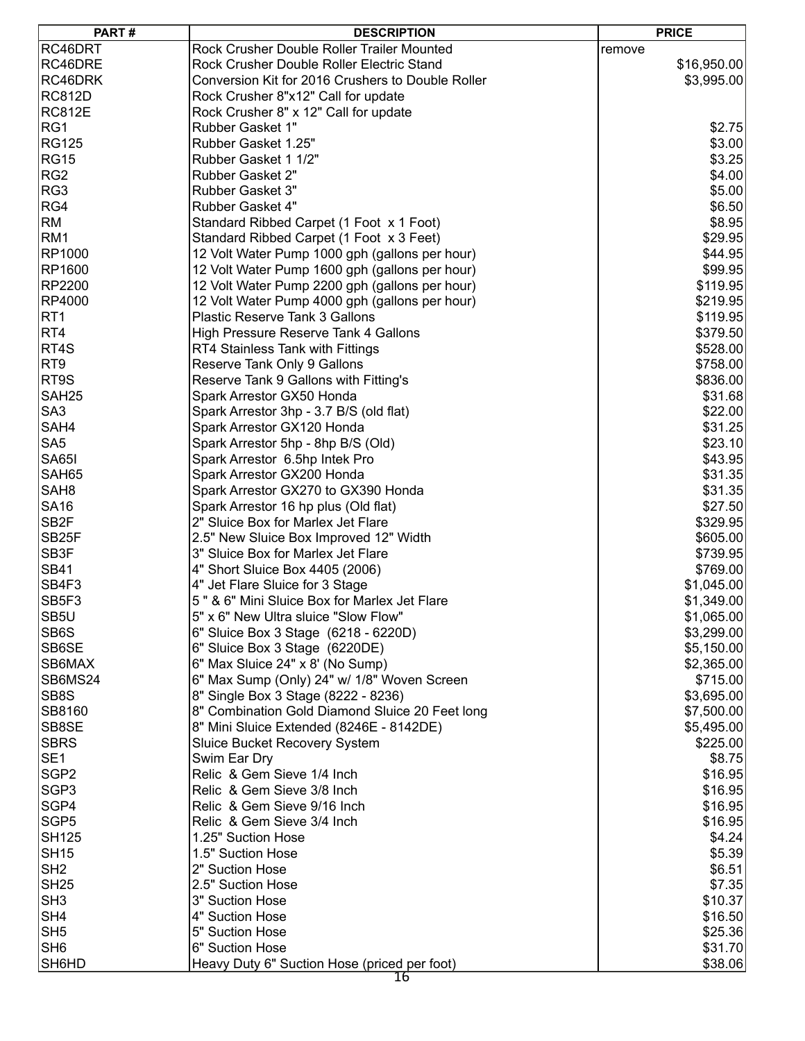| PART # | DESCRIPTION | PRICE |
|---|---|---|
| RC46DRT | Rock Crusher Double Roller Trailer Mounted | remove |
| RC46DRE | Rock Crusher Double Roller Electric Stand | $16,950.00 |
| RC46DRK | Conversion Kit for 2016 Crushers to Double Roller | $3,995.00 |
| RC812D | Rock Crusher 8"x12" Call for update | |
| RC812E | Rock Crusher 8" x 12" Call for update | |
| RG1 | Rubber Gasket 1" | $2.75 |
| RG125 | Rubber Gasket 1.25" | $3.00 |
| RG15 | Rubber Gasket 1 1/2" | $3.25 |
| RG2 | Rubber Gasket 2" | $4.00 |
| RG3 | Rubber Gasket 3" | $5.00 |
| RG4 | Rubber Gasket 4" | $6.50 |
| RM | Standard Ribbed Carpet (1 Foot x 1 Foot) | $8.95 |
| RM1 | Standard Ribbed Carpet (1 Foot x 3 Feet) | $29.95 |
| RP1000 | 12 Volt Water Pump 1000 gph (gallons per hour) | $44.95 |
| RP1600 | 12 Volt Water Pump 1600 gph (gallons per hour) | $99.95 |
| RP2200 | 12 Volt Water Pump 2200 gph (gallons per hour) | $119.95 |
| RP4000 | 12 Volt Water Pump 4000 gph (gallons per hour) | $219.95 |
| RT1 | Plastic Reserve Tank 3 Gallons | $119.95 |
| RT4 | High Pressure Reserve Tank 4 Gallons | $379.50 |
| RT4S | RT4 Stainless Tank with Fittings | $528.00 |
| RT9 | Reserve Tank Only 9 Gallons | $758.00 |
| RT9S | Reserve Tank 9 Gallons with Fitting's | $836.00 |
| SAH25 | Spark Arrestor GX50 Honda | $31.68 |
| SA3 | Spark Arrestor 3hp - 3.7 B/S (old flat) | $22.00 |
| SAH4 | Spark Arrestor GX120 Honda | $31.25 |
| SA5 | Spark Arrestor 5hp - 8hp B/S (Old) | $23.10 |
| SA65I | Spark Arrestor 6.5hp Intek Pro | $43.95 |
| SAH65 | Spark Arrestor GX200 Honda | $31.35 |
| SAH8 | Spark Arrestor GX270 to GX390 Honda | $31.35 |
| SA16 | Spark Arrestor 16 hp plus (Old flat) | $27.50 |
| SB2F | 2" Sluice Box for Marlex Jet Flare | $329.95 |
| SB25F | 2.5" New Sluice Box Improved 12" Width | $605.00 |
| SB3F | 3" Sluice Box for Marlex Jet Flare | $739.95 |
| SB41 | 4" Short Sluice Box 4405 (2006) | $769.00 |
| SB4F3 | 4" Jet Flare Sluice for 3 Stage | $1,045.00 |
| SB5F3 | 5 " & 6" Mini Sluice Box for Marlex Jet Flare | $1,349.00 |
| SB5U | 5" x 6" New Ultra sluice "Slow Flow" | $1,065.00 |
| SB6S | 6" Sluice Box 3 Stage (6218 - 6220D) | $3,299.00 |
| SB6SE | 6" Sluice Box 3 Stage (6220DE) | $5,150.00 |
| SB6MAX | 6" Max Sluice 24" x 8' (No Sump) | $2,365.00 |
| SB6MS24 | 6" Max Sump (Only) 24" w/ 1/8" Woven Screen | $715.00 |
| SB8S | 8" Single Box 3 Stage (8222 - 8236) | $3,695.00 |
| SB8160 | 8" Combination Gold Diamond Sluice 20 Feet long | $7,500.00 |
| SB8SE | 8" Mini Sluice Extended (8246E - 8142DE) | $5,495.00 |
| SBRS | Sluice Bucket Recovery System | $225.00 |
| SE1 | Swim Ear Dry | $8.75 |
| SGP2 | Relic & Gem Sieve 1/4 Inch | $16.95 |
| SGP3 | Relic & Gem Sieve 3/8 Inch | $16.95 |
| SGP4 | Relic & Gem Sieve 9/16 Inch | $16.95 |
| SGP5 | Relic & Gem Sieve 3/4 Inch | $16.95 |
| SH125 | 1.25" Suction Hose | $4.24 |
| SH15 | 1.5" Suction Hose | $5.39 |
| SH2 | 2" Suction Hose | $6.51 |
| SH25 | 2.5" Suction Hose | $7.35 |
| SH3 | 3" Suction Hose | $10.37 |
| SH4 | 4" Suction Hose | $16.50 |
| SH5 | 5" Suction Hose | $25.36 |
| SH6 | 6" Suction Hose | $31.70 |
| SH6HD | Heavy Duty 6" Suction Hose (priced per foot) | $38.06 |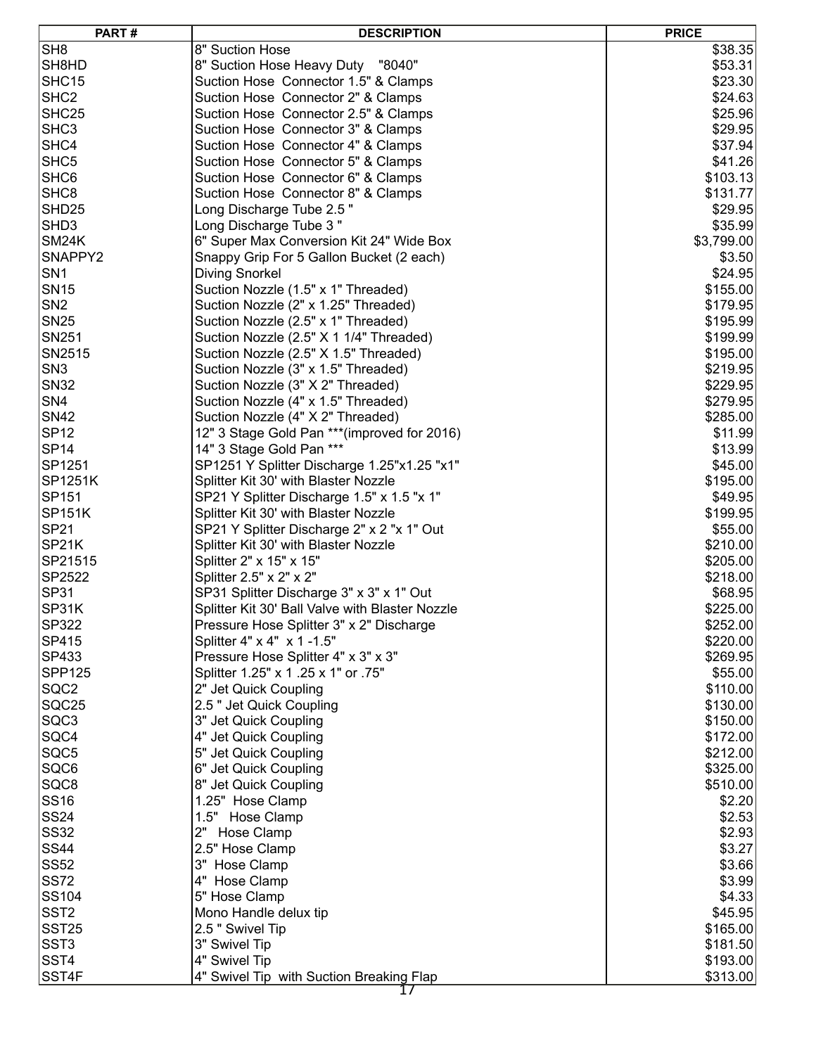| PART # | DESCRIPTION | PRICE |
|---|---|---|
| SH8 | 8" Suction Hose | $38.35 |
| SH8HD | 8" Suction Hose Heavy Duty "8040" | $53.31 |
| SHC15 | Suction Hose Connector 1.5" & Clamps | $23.30 |
| SHC2 | Suction Hose Connector 2" & Clamps | $24.63 |
| SHC25 | Suction Hose Connector 2.5" & Clamps | $25.96 |
| SHC3 | Suction Hose Connector 3" & Clamps | $29.95 |
| SHC4 | Suction Hose Connector 4" & Clamps | $37.94 |
| SHC5 | Suction Hose Connector 5" & Clamps | $41.26 |
| SHC6 | Suction Hose Connector 6" & Clamps | $103.13 |
| SHC8 | Suction Hose Connector 8" & Clamps | $131.77 |
| SHD25 | Long Discharge Tube 2.5 " | $29.95 |
| SHD3 | Long Discharge Tube 3 " | $35.99 |
| SM24K | 6" Super Max Conversion Kit 24" Wide Box | $3,799.00 |
| SNAPPY2 | Snappy Grip For 5 Gallon Bucket (2 each) | $3.50 |
| SN1 | Diving Snorkel | $24.95 |
| SN15 | Suction Nozzle (1.5" x 1" Threaded) | $155.00 |
| SN2 | Suction Nozzle (2" x 1.25" Threaded) | $179.95 |
| SN25 | Suction Nozzle (2.5" x 1" Threaded) | $195.99 |
| SN251 | Suction Nozzle (2.5" X 1 1/4" Threaded) | $199.99 |
| SN2515 | Suction Nozzle (2.5" X 1.5" Threaded) | $195.00 |
| SN3 | Suction Nozzle (3" x 1.5" Threaded) | $219.95 |
| SN32 | Suction Nozzle (3" X 2" Threaded) | $229.95 |
| SN4 | Suction Nozzle (4" x 1.5" Threaded) | $279.95 |
| SN42 | Suction Nozzle (4" X 2" Threaded) | $285.00 |
| SP12 | 12" 3 Stage Gold Pan ***(improved for 2016) | $11.99 |
| SP14 | 14" 3 Stage Gold Pan *** | $13.99 |
| SP1251 | SP1251 Y Splitter Discharge 1.25"x1.25 "x1" | $45.00 |
| SP1251K | Splitter Kit 30' with Blaster Nozzle | $195.00 |
| SP151 | SP21 Y Splitter Discharge 1.5" x 1.5 "x 1" | $49.95 |
| SP151K | Splitter Kit 30' with Blaster Nozzle | $199.95 |
| SP21 | SP21 Y Splitter Discharge 2" x 2 "x 1" Out | $55.00 |
| SP21K | Splitter Kit 30' with Blaster Nozzle | $210.00 |
| SP21515 | Splitter 2" x 15" x 15" | $205.00 |
| SP2522 | Splitter 2.5" x 2" x 2" | $218.00 |
| SP31 | SP31 Splitter Discharge 3" x 3" x 1" Out | $68.95 |
| SP31K | Splitter Kit 30' Ball Valve with Blaster Nozzle | $225.00 |
| SP322 | Pressure Hose Splitter 3" x 2" Discharge | $252.00 |
| SP415 | Splitter 4" x 4" x 1 -1.5" | $220.00 |
| SP433 | Pressure Hose Splitter 4" x 3" x 3" | $269.95 |
| SPP125 | Splitter 1.25" x 1 .25 x 1" or .75" | $55.00 |
| SQC2 | 2" Jet Quick Coupling | $110.00 |
| SQC25 | 2.5 " Jet Quick Coupling | $130.00 |
| SQC3 | 3" Jet Quick Coupling | $150.00 |
| SQC4 | 4" Jet Quick Coupling | $172.00 |
| SQC5 | 5" Jet Quick Coupling | $212.00 |
| SQC6 | 6" Jet Quick Coupling | $325.00 |
| SQC8 | 8" Jet Quick Coupling | $510.00 |
| SS16 | 1.25" Hose Clamp | $2.20 |
| SS24 | 1.5" Hose Clamp | $2.53 |
| SS32 | 2" Hose Clamp | $2.93 |
| SS44 | 2.5" Hose Clamp | $3.27 |
| SS52 | 3" Hose Clamp | $3.66 |
| SS72 | 4" Hose Clamp | $3.99 |
| SS104 | 5" Hose Clamp | $4.33 |
| SST2 | Mono Handle delux tip | $45.95 |
| SST25 | 2.5 " Swivel Tip | $165.00 |
| SST3 | 3" Swivel Tip | $181.50 |
| SST4 | 4" Swivel Tip | $193.00 |
| SST4F | 4" Swivel Tip with Suction Breaking Flap | $313.00 |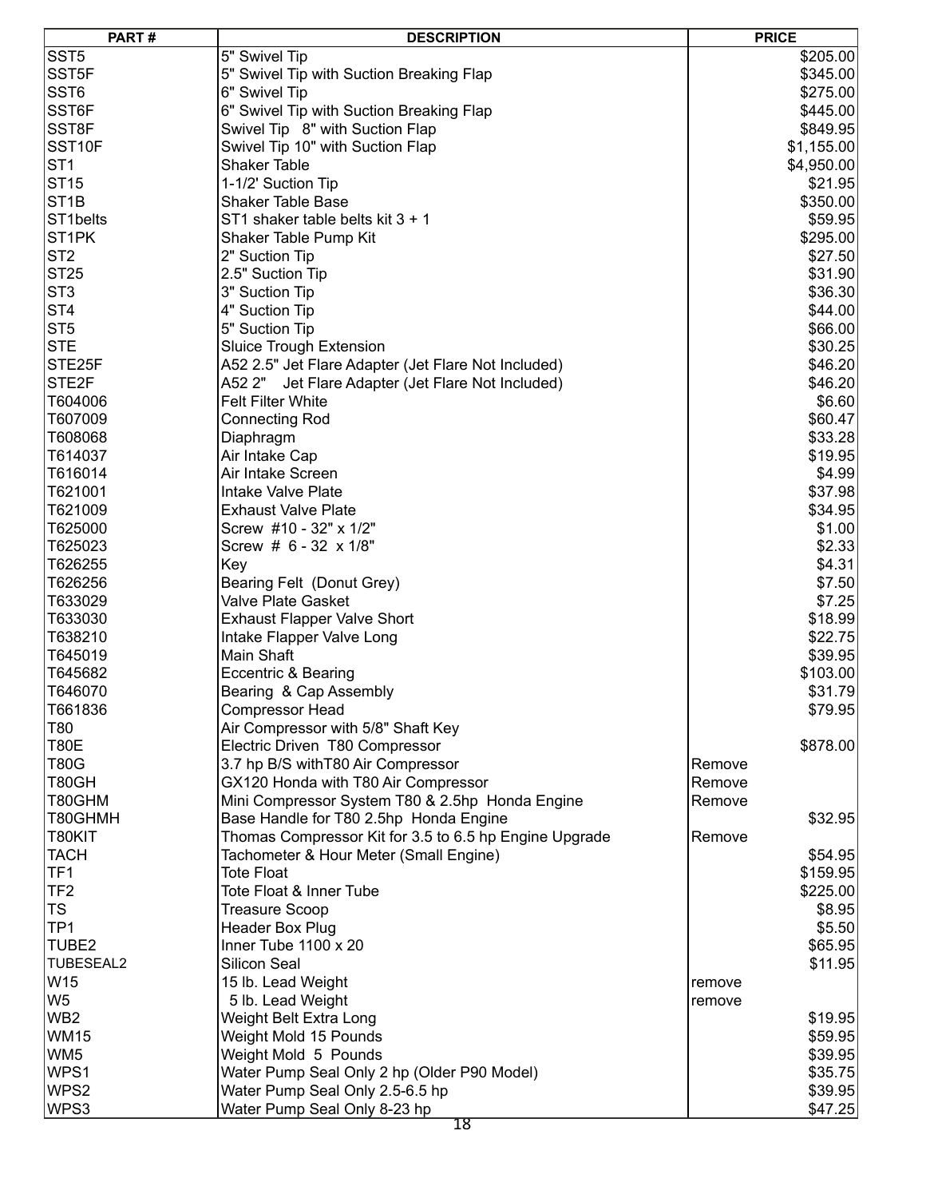| PART # | DESCRIPTION | PRICE |
|---|---|---|
| SST5 | 5" Swivel Tip | $205.00 |
| SST5F | 5" Swivel Tip with Suction Breaking Flap | $345.00 |
| SST6 | 6" Swivel Tip | $275.00 |
| SST6F | 6" Swivel Tip with Suction Breaking Flap | $445.00 |
| SST8F | Swivel Tip 8" with Suction Flap | $849.95 |
| SST10F | Swivel Tip 10" with Suction Flap | $1,155.00 |
| ST1 | Shaker Table | $4,950.00 |
| ST15 | 1-1/2' Suction Tip | $21.95 |
| ST1B | Shaker Table Base | $350.00 |
| ST1belts | ST1 shaker table belts kit 3 + 1 | $59.95 |
| ST1PK | Shaker Table Pump Kit | $295.00 |
| ST2 | 2" Suction Tip | $27.50 |
| ST25 | 2.5" Suction Tip | $31.90 |
| ST3 | 3" Suction Tip | $36.30 |
| ST4 | 4" Suction Tip | $44.00 |
| ST5 | 5" Suction Tip | $66.00 |
| STE | Sluice Trough Extension | $30.25 |
| STE25F | A52 2.5" Jet Flare Adapter (Jet Flare Not Included) | $46.20 |
| STE2F | A52 2" Jet Flare Adapter (Jet Flare Not Included) | $46.20 |
| T604006 | Felt Filter White | $6.60 |
| T607009 | Connecting Rod | $60.47 |
| T608068 | Diaphragm | $33.28 |
| T614037 | Air Intake Cap | $19.95 |
| T616014 | Air Intake Screen | $4.99 |
| T621001 | Intake Valve Plate | $37.98 |
| T621009 | Exhaust Valve Plate | $34.95 |
| T625000 | Screw #10 - 32" x 1/2" | $1.00 |
| T625023 | Screw # 6 - 32 x 1/8" | $2.33 |
| T626255 | Key | $4.31 |
| T626256 | Bearing Felt (Donut Grey) | $7.50 |
| T633029 | Valve Plate Gasket | $7.25 |
| T633030 | Exhaust Flapper Valve Short | $18.99 |
| T638210 | Intake Flapper Valve Long | $22.75 |
| T645019 | Main Shaft | $39.95 |
| T645682 | Eccentric & Bearing | $103.00 |
| T646070 | Bearing & Cap Assembly | $31.79 |
| T661836 | Compressor Head | $79.95 |
| T80 | Air Compressor with 5/8" Shaft Key | |
| T80E | Electric Driven T80 Compressor | $878.00 |
| T80G | 3.7 hp B/S withT80 Air Compressor | Remove |
| T80GH | GX120 Honda with T80 Air Compressor | Remove |
| T80GHM | Mini Compressor System T80 & 2.5hp Honda Engine | Remove |
| T80GHMH | Base Handle for T80 2.5hp Honda Engine | $32.95 |
| T80KIT | Thomas Compressor Kit for 3.5 to 6.5 hp Engine Upgrade | Remove |
| TACH | Tachometer & Hour Meter (Small Engine) | $54.95 |
| TF1 | Tote Float | $159.95 |
| TF2 | Tote Float & Inner Tube | $225.00 |
| TS | Treasure Scoop | $8.95 |
| TP1 | Header Box Plug | $5.50 |
| TUBE2 | Inner Tube 1100 x 20 | $65.95 |
| TUBESEAL2 | Silicon Seal | $11.95 |
| W15 | 15 lb. Lead Weight | remove |
| W5 | 5 lb. Lead Weight | remove |
| WB2 | Weight Belt Extra Long | $19.95 |
| WM15 | Weight Mold 15 Pounds | $59.95 |
| WM5 | Weight Mold 5 Pounds | $39.95 |
| WPS1 | Water Pump Seal Only 2 hp (Older P90 Model) | $35.75 |
| WPS2 | Water Pump Seal Only 2.5-6.5 hp | $39.95 |
| WPS3 | Water Pump Seal Only 8-23 hp | $47.25 |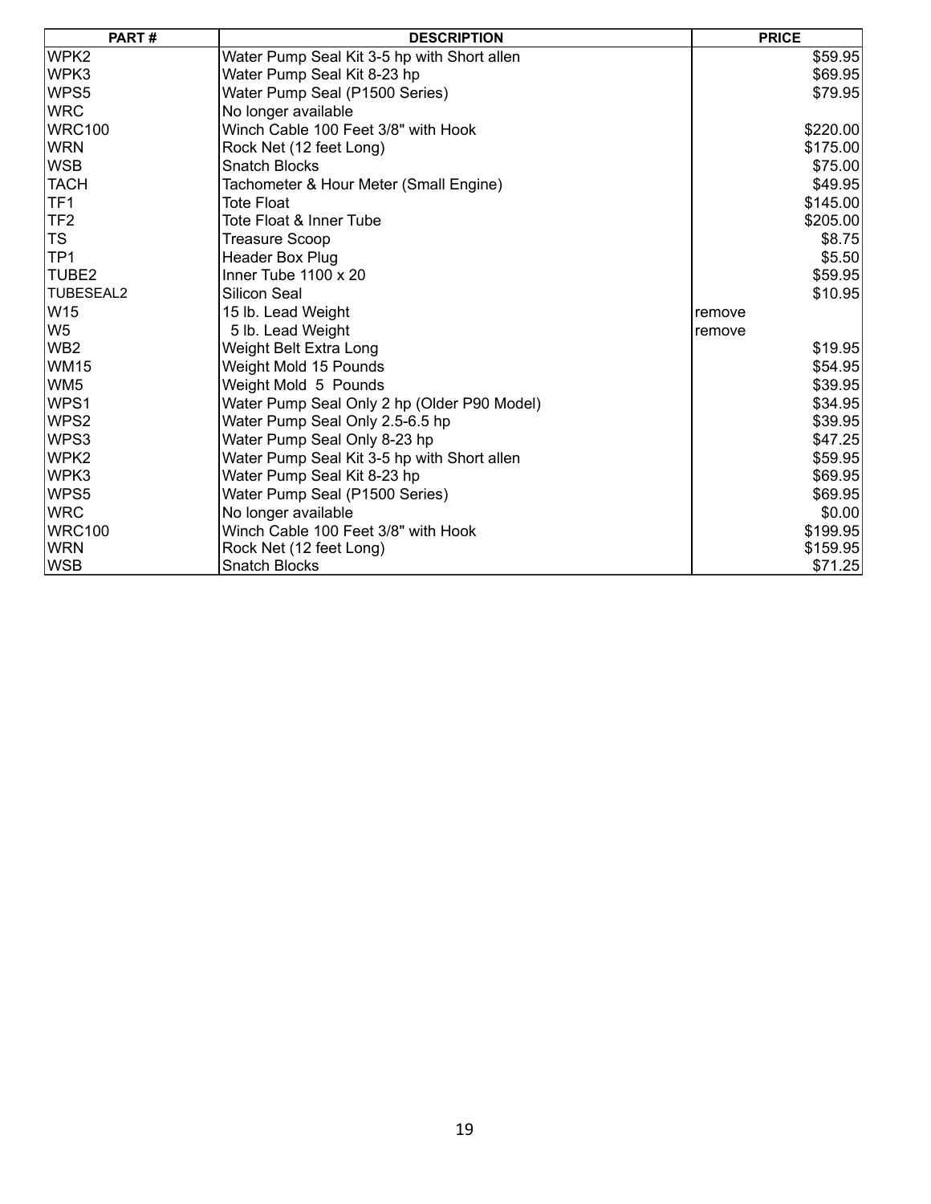| PART # | DESCRIPTION | PRICE |
|---|---|---|
| WPK2 | Water Pump Seal Kit 3-5 hp with Short allen | $59.95 |
| WPK3 | Water Pump Seal Kit 8-23 hp | $69.95 |
| WPS5 | Water Pump Seal (P1500 Series) | $79.95 |
| WRC | No longer available | |
| WRC100 | Winch Cable 100 Feet 3/8" with Hook | $220.00 |
| WRN | Rock Net (12 feet Long) | $175.00 |
| WSB | Snatch Blocks | $75.00 |
| TACH | Tachometer & Hour Meter (Small Engine) | $49.95 |
| TF1 | Tote Float | $145.00 |
| TF2 | Tote Float & Inner Tube | $205.00 |
| TS | Treasure Scoop | $8.75 |
| TP1 | Header Box Plug | $5.50 |
| TUBE2 | Inner Tube 1100 x 20 | $59.95 |
| TUBESEAL2 | Silicon Seal | $10.95 |
| W15 | 15 lb. Lead Weight | remove |
| W5 | 5 lb. Lead Weight | remove |
| WB2 | Weight Belt Extra Long | $19.95 |
| WM15 | Weight Mold 15 Pounds | $54.95 |
| WM5 | Weight Mold 5 Pounds | $39.95 |
| WPS1 | Water Pump Seal Only 2 hp (Older P90 Model) | $34.95 |
| WPS2 | Water Pump Seal Only 2.5-6.5 hp | $39.95 |
| WPS3 | Water Pump Seal Only 8-23 hp | $47.25 |
| WPK2 | Water Pump Seal Kit 3-5 hp with Short allen | $59.95 |
| WPK3 | Water Pump Seal Kit 8-23 hp | $69.95 |
| WPS5 | Water Pump Seal (P1500 Series) | $69.95 |
| WRC | No longer available | $0.00 |
| WRC100 | Winch Cable 100 Feet 3/8" with Hook | $199.95 |
| WRN | Rock Net (12 feet Long) | $159.95 |
| WSB | Snatch Blocks | $71.25 |